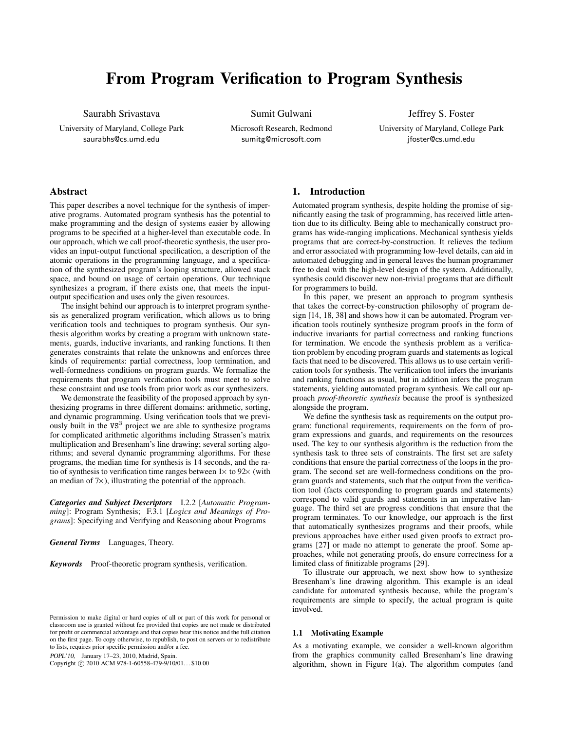# From Program Verification to Program Synthesis

Saurabh Srivastava
University of Maryland, College Park
saurabhs@cs.umd.edu

Sumit Gulwani
Microsoft Research, Redmond
sumitg@microsoft.com

Jeffrey S. Foster
University of Maryland, College Park
jfoster@cs.umd.edu

## Abstract

This paper describes a novel technique for the synthesis of imperative programs. Automated program synthesis has the potential to make programming and the design of systems easier by allowing programs to be specified at a higher-level than executable code. In our approach, which we call proof-theoretic synthesis, the user provides an input-output functional specification, a description of the atomic operations in the programming language, and a specification of the synthesized program's looping structure, allowed stack space, and bound on usage of certain operations. Our technique synthesizes a program, if there exists one, that meets the input-output specification and uses only the given resources.

The insight behind our approach is to interpret program synthesis as generalized program verification, which allows us to bring verification tools and techniques to program synthesis. Our synthesis algorithm works by creating a program with unknown statements, guards, inductive invariants, and ranking functions. It then generates constraints that relate the unknowns and enforces three kinds of requirements: partial correctness, loop termination, and well-formedness conditions on program guards. We formalize the requirements that program verification tools must meet to solve these constraint and use tools from prior work as our synthesizers.

We demonstrate the feasibility of the proposed approach by synthesizing programs in three different domains: arithmetic, sorting, and dynamic programming. Using verification tools that we previously built in the $\text{VS}^3$ project we are able to synthesize programs for complicated arithmetic algorithms including Strassen's matrix multiplication and Bresenham's line drawing; several sorting algorithms; and several dynamic programming algorithms. For these programs, the median time for synthesis is 14 seconds, and the ratio of synthesis to verification time ranges between $1\times$ to $92\times$ (with an median of $7\times$), illustrating the potential of the approach.

***Categories and Subject Descriptors*** I.2.2 [*Automatic Programming*]: Program Synthesis; F.3.1 [*Logics and Meanings of Programs*]: Specifying and Verifying and Reasoning about Programs

***General Terms*** Languages, Theory.

***Keywords*** Proof-theoretic program synthesis, verification.

Permission to make digital or hard copies of all or part of this work for personal or classroom use is granted without fee provided that copies are not made or distributed for profit or commercial advantage and that copies bear this notice and the full citation on the first page. To copy otherwise, to republish, to post on servers or to redistribute to lists, requires prior specific permission and/or a fee.

*POPL'10,* January 17–23, 2010, Madrid, Spain.
Copyright © 2010 ACM 978-1-60558-479-9/10/01…$10.00

## 1. Introduction

Automated program synthesis, despite holding the promise of significantly easing the task of programming, has received little attention due to its difficulty. Being able to mechanically construct programs has wide-ranging implications. Mechanical synthesis yields programs that are correct-by-construction. It relieves the tedium and error associated with programming low-level details, can aid in automated debugging and in general leaves the human programmer free to deal with the high-level design of the system. Additionally, synthesis could discover new non-trivial programs that are difficult for programmers to build.

In this paper, we present an approach to program synthesis that takes the correct-by-construction philosophy of program design [14, 18, 38] and shows how it can be automated. Program verification tools routinely synthesize program proofs in the form of inductive invariants for partial correctness and ranking functions for termination. We encode the synthesis problem as a verification problem by encoding program guards and statements as logical facts that need to be discovered. This allows us to use certain verification tools for synthesis. The verification tool infers the invariants and ranking functions as usual, but in addition infers the program statements, yielding automated program synthesis. We call our approach *proof-theoretic synthesis* because the proof is synthesized alongside the program.

We define the synthesis task as requirements on the output program: functional requirements, requirements on the form of program expressions and guards, and requirements on the resources used. The key to our synthesis algorithm is the reduction from the synthesis task to three sets of constraints. The first set are safety conditions that ensure the partial correctness of the loops in the program. The second set are well-formedness conditions on the program guards and statements, such that the output from the verification tool (facts corresponding to program guards and statements) correspond to valid guards and statements in an imperative language. The third set are progress conditions that ensure that the program terminates. To our knowledge, our approach is the first that automatically synthesizes programs and their proofs, while previous approaches have either used given proofs to extract programs [27] or made no attempt to generate the proof. Some approaches, while not generating proofs, do ensure correctness for a limited class of finitizable programs [29].

To illustrate our approach, we next show how to synthesize Bresenham's line drawing algorithm. This example is an ideal candidate for automated synthesis because, while the program's requirements are simple to specify, the actual program is quite involved.

### 1.1 Motivating Example

As a motivating example, we consider a well-known algorithm from the graphics community called Bresenham's line drawing algorithm, shown in Figure 1(a). The algorithm computes (and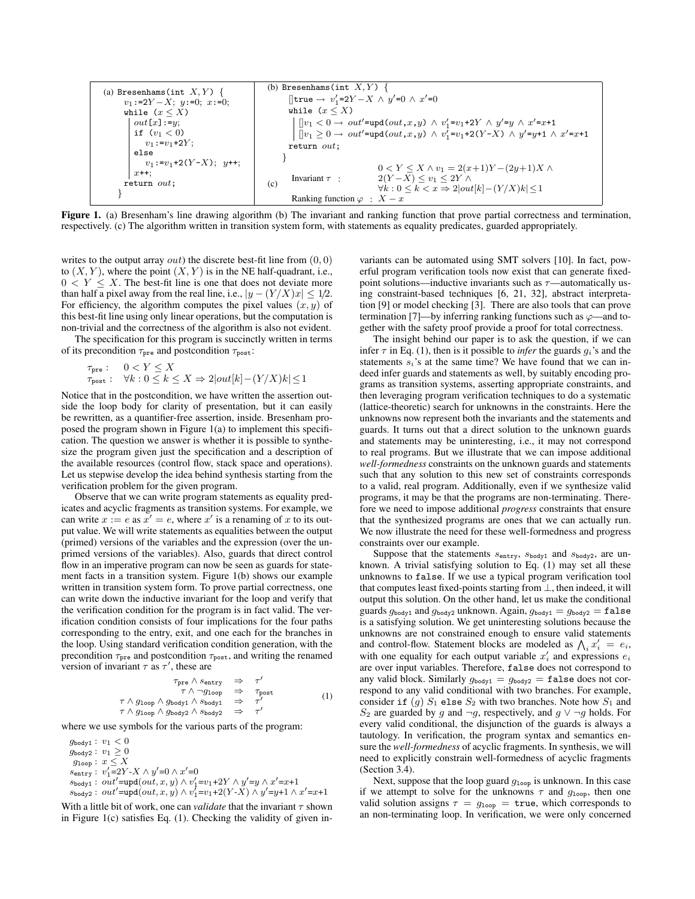(a)
```
Bresenhams(int X,Y) {
  v1:=2Y−X; y:=0; x:=0;
  while (x ≤ X)
    out[x]:=y;
    if (v1 < 0)
      v1:=v1+2Y;
    else
      v1:=v1+2(Y-X); y++;
    x++;
  return out;
}
```

(b)
```
Bresenhams(int X,Y) {
  []true → v1'=2Y−X ∧ y'=0 ∧ x'=0
  while (x ≤ X)
    []v1 < 0 → out'=upd(out,x,y) ∧ v1'=v1+2Y ∧ y'=y ∧ x'=x+1
    []v1 ≥ 0 → out'=upd(out,x,y) ∧ v1'=v1+2(Y-X) ∧ y'=y+1 ∧ x'=x+1
  return out;
}
```

(c)

Invariant $\tau$ : $0 < Y \leq X \wedge v_1 = 2(x+1)Y - (2y+1)X \wedge$ $2(Y-X) \leq v_1 \leq 2Y \wedge$ $\forall k : 0 \leq k < x \Rightarrow 2|out[k] - (Y/X)k| \leq 1$

Ranking function $\varphi$ : $X - x$

**Figure 1.** (a) Bresenham's line drawing algorithm (b) The invariant and ranking function that prove partial correctness and termination, respectively. (c) The algorithm written in transition system form, with statements as equality predicates, guarded appropriately.

writes to the output array $out$) the discrete best-fit line from $(0, 0)$ to $(X, Y)$, where the point $(X, Y)$ is in the NE half-quadrant, i.e., $0 < Y \leq X$. The best-fit line is one that does not deviate more than half a pixel away from the real line, i.e., $|y - (Y/X)x| \leq 1/2$. For efficiency, the algorithm computes the pixel values $(x, y)$ of this best-fit line using only linear operations, but the computation is non-trivial and the correctness of the algorithm is also not evident.

The specification for this program is succinctly written in terms of its precondition $\tau_{pre}$ and postcondition $\tau_{post}$:

$$\tau_{pre}: \quad 0 < Y \leq X$$
$$\tau_{post}: \quad \forall k : 0 \leq k \leq X \Rightarrow 2|out[k] - (Y/X)k| \leq 1$$

Notice that in the postcondition, we have written the assertion outside the loop body for clarity of presentation, but it can easily be rewritten, as a quantifier-free assertion, inside. Bresenham proposed the program shown in Figure 1(a) to implement this specification. The question we answer is whether it is possible to synthesize the program given just the specification and a description of the available resources (control flow, stack space and operations). Let us stepwise develop the idea behind synthesis starting from the verification problem for the given program.

Observe that we can write program statements as equality predicates and acyclic fragments as transition systems. For example, we can write $x := e$ as $x' = e$, where $x'$ is a renaming of $x$ to its output value. We will write statements as equalities between the output (primed) versions of the variables and the expression (over the unprimed versions of the variables). Also, guards that direct control flow in an imperative program can now be seen as guards for statement facts in a transition system. Figure 1(b) shows our example written in transition system form. To prove partial correctness, one can write down the inductive invariant for the loop and verify that the verification condition for the program is in fact valid. The verification condition consists of four implications for the four paths corresponding to the entry, exit, and one each for the branches in the loop. Using standard verification condition generation, with the precondition $\tau_{pre}$ and postcondition $\tau_{post}$, and writing the renamed version of invariant $\tau$ as $\tau'$, these are

$$\begin{array}{rcl} \tau_{pre} \wedge s_{entry} & \Rightarrow & \tau' \\ \tau \wedge \neg g_{loop} & \Rightarrow & \tau_{post} \\ \tau \wedge g_{loop} \wedge g_{body1} \wedge s_{body1} & \Rightarrow & \tau' \\ \tau \wedge g_{loop} \wedge g_{body2} \wedge s_{body2} & \Rightarrow & \tau' \end{array} \tag{1}$$

where we use symbols for the various parts of the program:

$g_{body1}$ : $v_1 < 0$
$g_{body2}$ : $v_1 \geq 0$
$g_{loop}$ : $x \leq X$
$s_{entry}$ : $v_1' = 2Y - X \wedge y' = 0 \wedge x' = 0$
$s_{body1}$ : $out' = \text{upd}(out, x, y) \wedge v_1' = v_1 + 2Y \wedge y' = y \wedge x' = x + 1$
$s_{body2}$ : $out' = \text{upd}(out, x, y) \wedge v_1' = v_1 + 2(Y - X) \wedge y' = y + 1 \wedge x' = x + 1$

With a little bit of work, one can *validate* that the invariant $\tau$ shown in Figure 1(c) satisfies Eq. (1). Checking the validity of given invariants can be automated using SMT solvers [10]. In fact, powerful program verification tools now exist that can generate fixed-point solutions—inductive invariants such as $\tau$—automatically using constraint-based techniques [6, 21, 32], abstract interpretation [9] or model checking [3]. There are also tools that can prove termination [7]—by inferring ranking functions such as $\varphi$—and together with the safety proof provide a proof for total correctness.

The insight behind our paper is to ask the question, if we can infer $\tau$ in Eq. (1), then is it possible to *infer* the guards $g_i$'s and the statements $s_i$'s at the same time? We have found that we can indeed infer guards and statements as well, by suitably encoding programs as transition systems, asserting appropriate constraints, and then leveraging program verification techniques to do a systematic (lattice-theoretic) search for unknowns in the constraints. Here the unknowns now represent both the invariants and the statements and guards. It turns out that a direct solution to the unknown guards and statements may be uninteresting, i.e., it may not correspond to real programs. But we illustrate that we can impose additional *well-formedness* constraints on the unknown guards and statements such that any solution to this new set of constraints corresponds to a valid, real program. Additionally, even if we synthesize valid programs, it may be that the programs are non-terminating. Therefore we need to impose additional *progress* constraints that ensure that the synthesized programs are ones that we can actually run. We now illustrate the need for these well-formedness and progress constraints over our example.

Suppose that the statements $s_{entry}$, $s_{body1}$ and $s_{body2}$, are unknown. A trivial satisfying solution to Eq. (1) may set all these unknowns to `false`. If we use a typical program verification tool that computes least fixed-points starting from $\bot$, then indeed, it will output this solution. On the other hand, let us make the conditional guards $g_{body1}$ and $g_{body2}$ unknown. Again, $g_{body1} = g_{body2} =$ `false` is a satisfying solution. We get uninteresting solutions because the unknowns are not constrained enough to ensure valid statements and control-flow. Statement blocks are modeled as $\bigwedge_i x_i' = e_i$, with one equality for each output variable $x_i'$ and expressions $e_i$ are over input variables. Therefore, `false` does not correspond to any valid block. Similarly $g_{body1} = g_{body2} =$ `false` does not correspond to any valid conditional with two branches. For example, consider `if` $(g)$ $S_1$ `else` $S_2$ with two branches. Note how $S_1$ and $S_2$ are guarded by $g$ and $\neg g$, respectively, and $g \vee \neg g$ holds. For every valid conditional, the disjunction of the guards is always a tautology. In verification, the program syntax and semantics ensure the *well-formedness* of acyclic fragments. In synthesis, we will need to explicitly constrain well-formedness of acyclic fragments (Section 3.4).

Next, suppose that the loop guard $g_{loop}$ is unknown. In this case if we attempt to solve for the unknowns $\tau$ and $g_{loop}$, then one valid solution assigns $\tau = g_{loop} =$ `true`, which corresponds to an non-terminating loop. In verification, we were only concerned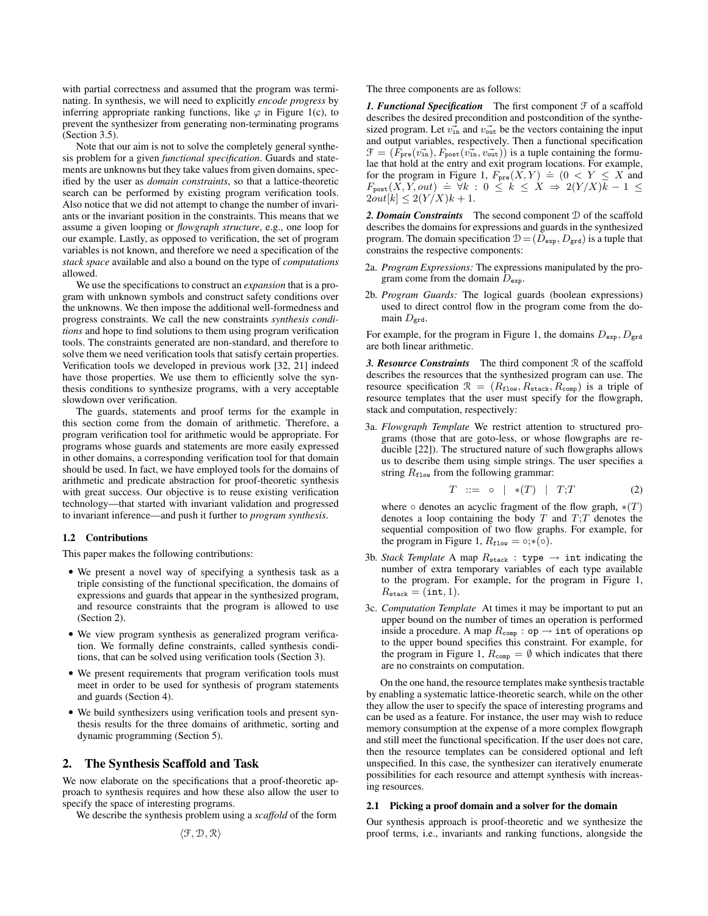with partial correctness and assumed that the program was terminating. In synthesis, we will need to explicitly *encode progress* by inferring appropriate ranking functions, like $\varphi$ in Figure 1(c), to prevent the synthesizer from generating non-terminating programs (Section 3.5).

Note that our aim is not to solve the completely general synthesis problem for a given *functional specification*. Guards and statements are unknowns but they take values from given domains, specified by the user as *domain constraints*, so that a lattice-theoretic search can be performed by existing program verification tools. Also notice that we did not attempt to change the number of invariants or the invariant position in the constraints. This means that we assume a given looping or *flowgraph structure*, e.g., one loop for our example. Lastly, as opposed to verification, the set of program variables is not known, and therefore we need a specification of the *stack space* available and also a bound on the type of *computations* allowed.

We use the specifications to construct an *expansion* that is a program with unknown symbols and construct safety conditions over the unknowns. We then impose the additional well-formedness and progress constraints. We call the new constraints *synthesis conditions* and hope to find solutions to them using program verification tools. The constraints generated are non-standard, and therefore to solve them we need verification tools that satisfy certain properties. Verification tools we developed in previous work [32, 21] indeed have those properties. We use them to efficiently solve the synthesis conditions to synthesize programs, with a very acceptable slowdown over verification.

The guards, statements and proof terms for the example in this section come from the domain of arithmetic. Therefore, a program verification tool for arithmetic would be appropriate. For programs whose guards and statements are more easily expressed in other domains, a corresponding verification tool for that domain should be used. In fact, we have employed tools for the domains of arithmetic and predicate abstraction for proof-theoretic synthesis with great success. Our objective is to reuse existing verification technology—that started with invariant validation and progressed to invariant inference—and push it further to *program synthesis*.

### 1.2 Contributions

This paper makes the following contributions:

- We present a novel way of specifying a synthesis task as a triple consisting of the functional specification, the domains of expressions and guards that appear in the synthesized program, and resource constraints that the program is allowed to use (Section 2).
- We view program synthesis as generalized program verification. We formally define constraints, called synthesis conditions, that can be solved using verification tools (Section 3).
- We present requirements that program verification tools must meet in order to be used for synthesis of program statements and guards (Section 4).
- We build synthesizers using verification tools and present synthesis results for the three domains of arithmetic, sorting and dynamic programming (Section 5).

## 2. The Synthesis Scaffold and Task

We now elaborate on the specifications that a proof-theoretic approach to synthesis requires and how these also allow the user to specify the space of interesting programs.

We describe the synthesis problem using a *scaffold* of the form

$$\langle \mathcal{F}, \mathcal{D}, \mathcal{R} \rangle$$

The three components are as follows:

***1. Functional Specification*** The first component $\mathcal{F}$ of a scaffold describes the desired precondition and postcondition of the synthesized program. Let $\vec{v_{\mathtt{in}}}$ and $\vec{v_{\mathtt{out}}}$ be the vectors containing the input and output variables, respectively. Then a functional specification $\mathcal{F} = (F_{\mathtt{pre}}(\vec{v_{\mathtt{in}}}), F_{\mathtt{post}}(\vec{v_{\mathtt{in}}}, \vec{v_{\mathtt{out}}}))$ is a tuple containing the formulae that hold at the entry and exit program locations. For example, for the program in Figure 1, $F_{\mathtt{pre}}(X, Y) \doteq (0 < Y \leq X$ and $F_{\mathtt{post}}(X, Y, out) \doteq \forall k : 0 \leq k \leq X \Rightarrow 2(Y/X)k - 1 \leq 2out[k] \leq 2(Y/X)k + 1$.

***2. Domain Constraints*** The second component $\mathcal{D}$ of the scaffold describes the domains for expressions and guards in the synthesized program. The domain specification $\mathcal{D} = (D_{\mathtt{exp}}, D_{\mathtt{grd}})$ is a tuple that constrains the respective components:

2a. *Program Expressions:* The expressions manipulated by the program come from the domain $D_{\mathtt{exp}}$.

2b. *Program Guards:* The logical guards (boolean expressions) used to direct control flow in the program come from the domain $D_{\mathtt{grd}}$.

For example, for the program in Figure 1, the domains $D_{\mathtt{exp}}, D_{\mathtt{grd}}$ are both linear arithmetic.

***3. Resource Constraints*** The third component $\mathcal{R}$ of the scaffold describes the resources that the synthesized program can use. The resource specification $\mathcal{R} = (R_{\mathtt{flow}}, R_{\mathtt{stack}}, R_{\mathtt{comp}})$ is a triple of resource templates that the user must specify for the flowgraph, stack and computation, respectively:

3a. *Flowgraph Template* We restrict attention to structured programs (those that are goto-less, or whose flowgraphs are reducible [22]). The structured nature of such flowgraphs allows us to describe them using simple strings. The user specifies a string $R_{\mathtt{flow}}$ from the following grammar:

$$T \; ::= \; \circ \;\; | \;\; *(T) \;\; | \;\; T;T \tag{2}$$

where $\circ$ denotes an acyclic fragment of the flow graph, $*(T)$ denotes a loop containing the body $T$ and $T;T$ denotes the sequential composition of two flow graphs. For example, for the program in Figure 1, $R_{\mathtt{flow}} = \circ;*(\circ)$.

3b. *Stack Template* A map $R_{\mathtt{stack}} : \mathtt{type} \rightarrow \mathtt{int}$ indicating the number of extra temporary variables of each type available to the program. For example, for the program in Figure 1, $R_{\mathtt{stack}} = (\mathtt{int}, 1)$.

3c. *Computation Template* At times it may be important to put an upper bound on the number of times an operation is performed inside a procedure. A map $R_{\mathtt{comp}} : \mathtt{op} \rightarrow \mathtt{int}$ of operations $\mathtt{op}$ to the upper bound specifies this constraint. For example, for the program in Figure 1, $R_{\mathtt{comp}} = \emptyset$ which indicates that there are no constraints on computation.

On the one hand, the resource templates make synthesis tractable by enabling a systematic lattice-theoretic search, while on the other they allow the user to specify the space of interesting programs and can be used as a feature. For instance, the user may wish to reduce memory consumption at the expense of a more complex flowgraph and still meet the functional specification. If the user does not care, then the resource templates can be considered optional and left unspecified. In this case, the synthesizer can iteratively enumerate possibilities for each resource and attempt synthesis with increasing resources.

### 2.1 Picking a proof domain and a solver for the domain

Our synthesis approach is proof-theoretic and we synthesize the proof terms, i.e., invariants and ranking functions, alongside the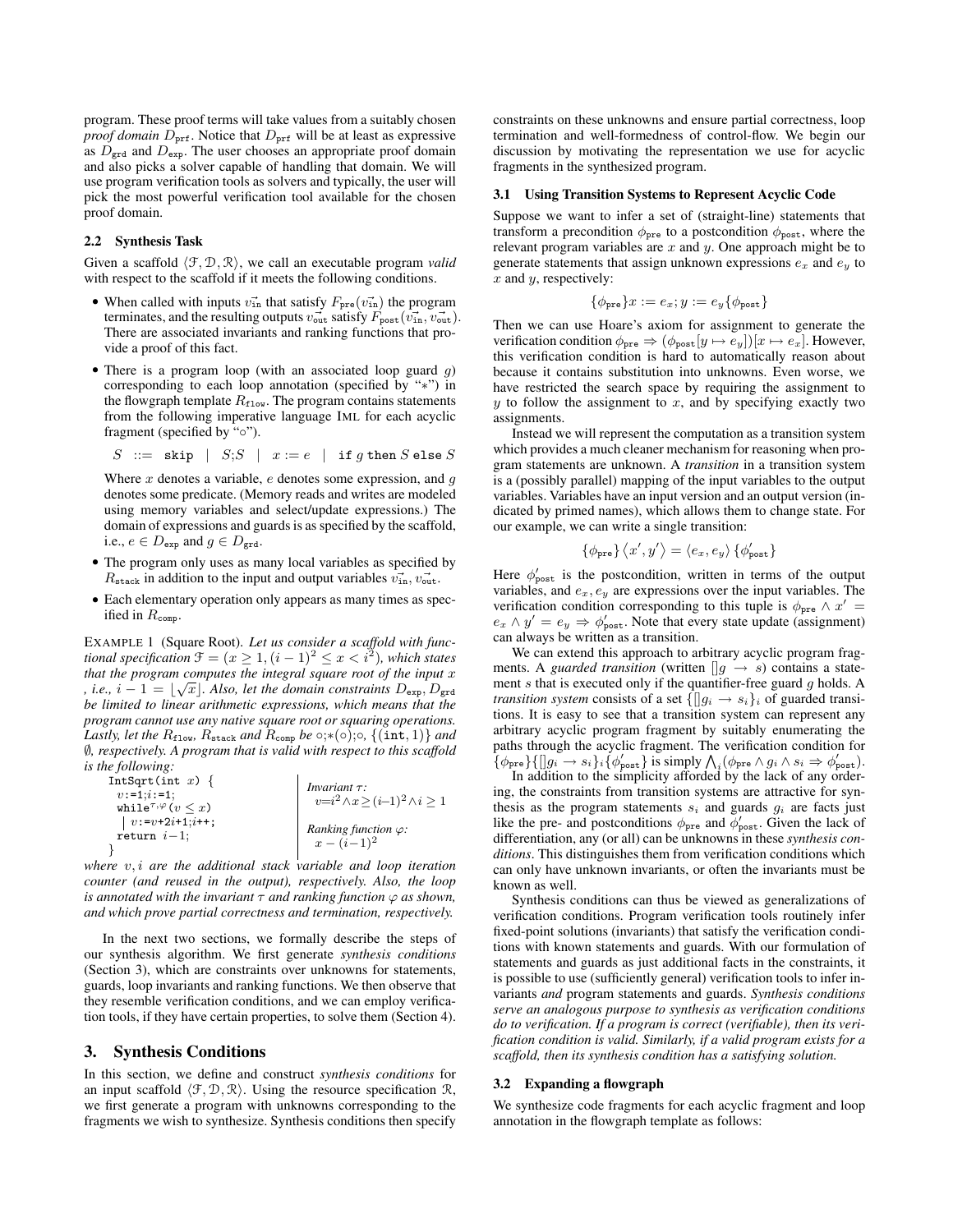program. These proof terms will take values from a suitably chosen *proof domain* $D_{\texttt{prf}}$. Notice that $D_{\texttt{prf}}$ will be at least as expressive as $D_{\texttt{grd}}$ and $D_{\texttt{exp}}$. The user chooses an appropriate proof domain and also picks a solver capable of handling that domain. We will use program verification tools as solvers and typically, the user will pick the most powerful verification tool available for the chosen proof domain.

### 2.2 Synthesis Task

Given a scaffold $\langle \mathcal{F}, \mathcal{D}, \mathcal{R} \rangle$, we call an executable program *valid* with respect to the scaffold if it meets the following conditions.

- When called with inputs $\vec{v_{\texttt{in}}}$ that satisfy $F_{\texttt{pre}}(\vec{v_{\texttt{in}}})$ the program terminates, and the resulting outputs $\vec{v_{\texttt{out}}}$ satisfy $F_{\texttt{post}}(\vec{v_{\texttt{in}}}, \vec{v_{\texttt{out}}})$. There are associated invariants and ranking functions that provide a proof of this fact.
- There is a program loop (with an associated loop guard $g$) corresponding to each loop annotation (specified by "$*$") in the flowgraph template $R_{\texttt{flow}}$. The program contains statements from the following imperative language IML for each acyclic fragment (specified by "$\circ$").

  $S \;::=\; \texttt{skip} \;\mid\; S;S \;\mid\; x := e \;\mid\; \texttt{if}\; g\; \texttt{then}\; S\; \texttt{else}\; S$

  Where $x$ denotes a variable, $e$ denotes some expression, and $g$ denotes some predicate. (Memory reads and writes are modeled using memory variables and select/update expressions.) The domain of expressions and guards is as specified by the scaffold, i.e., $e \in D_{\texttt{exp}}$ and $g \in D_{\texttt{grd}}$.
- The program only uses as many local variables as specified by $R_{\texttt{stack}}$ in addition to the input and output variables $\vec{v_{\texttt{in}}}, \vec{v_{\texttt{out}}}$.
- Each elementary operation only appears as many times as specified in $R_{\texttt{comp}}$.

EXAMPLE 1 (Square Root). *Let us consider a scaffold with functional specification $\mathcal{F} = (x \geq 1, (i-1)^2 \leq x < i^2)$, which states that the program computes the integral square root of the input $x$, i.e., $i - 1 = \lfloor \sqrt{x} \rfloor$. Also, let the domain constraints $D_{\texttt{exp}}, D_{\texttt{grd}}$ be limited to linear arithmetic expressions, which means that the program cannot use any native square root or squaring operations. Lastly, let the $R_{\texttt{flow}}$, $R_{\texttt{stack}}$ and $R_{\texttt{comp}}$ be $\circ;*(\circ);\circ$, $\{(\texttt{int}, 1)\}$ and $\emptyset$, respectively. A program that is valid with respect to this scaffold is the following:*

```
IntSqrt(int x) {
  v:=1;i:=1;
  while^{τ,φ}(v ≤ x)
   | v:=v+2i+1;i++;
  return i−1;
}
```

*Invariant $\tau$:* $v{=}i^2 \wedge x{\geq}(i{-}1)^2 \wedge i \geq 1$

*Ranking function $\varphi$:* $x - (i-1)^2$

*where $v, i$ are the additional stack variable and loop iteration counter (and reused in the output), respectively. Also, the loop is annotated with the invariant $\tau$ and ranking function $\varphi$ as shown, and which prove partial correctness and termination, respectively.*

In the next two sections, we formally describe the steps of our synthesis algorithm. We first generate *synthesis conditions* (Section 3), which are constraints over unknowns for statements, guards, loop invariants and ranking functions. We then observe that they resemble verification conditions, and we can employ verification tools, if they have certain properties, to solve them (Section 4).

## 3. Synthesis Conditions

In this section, we define and construct *synthesis conditions* for an input scaffold $\langle \mathcal{F}, \mathcal{D}, \mathcal{R} \rangle$. Using the resource specification $\mathcal{R}$, we first generate a program with unknowns corresponding to the fragments we wish to synthesize. Synthesis conditions then specify constraints on these unknowns and ensure partial correctness, loop termination and well-formedness of control-flow. We begin our discussion by motivating the representation we use for acyclic fragments in the synthesized program.

### 3.1 Using Transition Systems to Represent Acyclic Code

Suppose we want to infer a set of (straight-line) statements that transform a precondition $\phi_{\texttt{pre}}$ to a postcondition $\phi_{\texttt{post}}$, where the relevant program variables are $x$ and $y$. One approach might be to generate statements that assign unknown expressions $e_x$ and $e_y$ to $x$ and $y$, respectively:

$$\{\phi_{\texttt{pre}}\} x := e_x; y := e_y \{\phi_{\texttt{post}}\}$$

Then we can use Hoare's axiom for assignment to generate the verification condition $\phi_{\texttt{pre}} \Rightarrow (\phi_{\texttt{post}}[y \mapsto e_y])[x \mapsto e_x]$. However, this verification condition is hard to automatically reason about because it contains substitution into unknowns. Even worse, we have restricted the search space by requiring the assignment to $y$ to follow the assignment to $x$, and by specifying exactly two assignments.

Instead we will represent the computation as a transition system which provides a much cleaner mechanism for reasoning when program statements are unknown. A *transition* in a transition system is a (possibly parallel) mapping of the input variables to the output variables. Variables have an input version and an output version (indicated by primed names), which allows them to change state. For our example, we can write a single transition:

$$\{\phi_{\texttt{pre}}\} \left\langle x', y' \right\rangle = \langle e_x, e_y \rangle \{\phi'_{\texttt{post}}\}$$

Here $\phi'_{\texttt{post}}$ is the postcondition, written in terms of the output variables, and $e_x, e_y$ are expressions over the input variables. The verification condition corresponding to this tuple is $\phi_{\texttt{pre}} \wedge x' = e_x \wedge y' = e_y \Rightarrow \phi'_{\texttt{post}}$. Note that every state update (assignment) can always be written as a transition.

We can extend this approach to arbitrary acyclic program fragments. A *guarded transition* (written $[]g \rightarrow s$) contains a statement $s$ that is executed only if the quantifier-free guard $g$ holds. A *transition system* consists of a set $\{[]g_i \rightarrow s_i\}_i$ of guarded transitions. It is easy to see that a transition system can represent any arbitrary acyclic program fragment by suitably enumerating the paths through the acyclic fragment. The verification condition for $\{\phi_{\texttt{pre}}\}\{[]g_i \rightarrow s_i\}_i\{\phi'_{\texttt{post}}\}$ is simply $\bigwedge_i (\phi_{\texttt{pre}} \wedge g_i \wedge s_i \Rightarrow \phi'_{\texttt{post}})$.

In addition to the simplicity afforded by the lack of any ordering, the constraints from transition systems are attractive for synthesis as the program statements $s_i$ and guards $g_i$ are facts just like the pre- and postconditions $\phi_{\texttt{pre}}$ and $\phi'_{\texttt{post}}$. Given the lack of differentiation, any (or all) can be unknowns in these *synthesis conditions*. This distinguishes them from verification conditions which can only have unknown invariants, or often the invariants must be known as well.

Synthesis conditions can thus be viewed as generalizations of verification conditions. Program verification tools routinely infer fixed-point solutions (invariants) that satisfy the verification conditions with known statements and guards. With our formulation of statements and guards as just additional facts in the constraints, it is possible to use (sufficiently general) verification tools to infer invariants *and* program statements and guards. *Synthesis conditions serve an analogous purpose to synthesis as verification conditions do to verification. If a program is correct (verifiable), then its verification condition is valid. Similarly, if a valid program exists for a scaffold, then its synthesis condition has a satisfying solution.*

### 3.2 Expanding a flowgraph

We synthesize code fragments for each acyclic fragment and loop annotation in the flowgraph template as follows: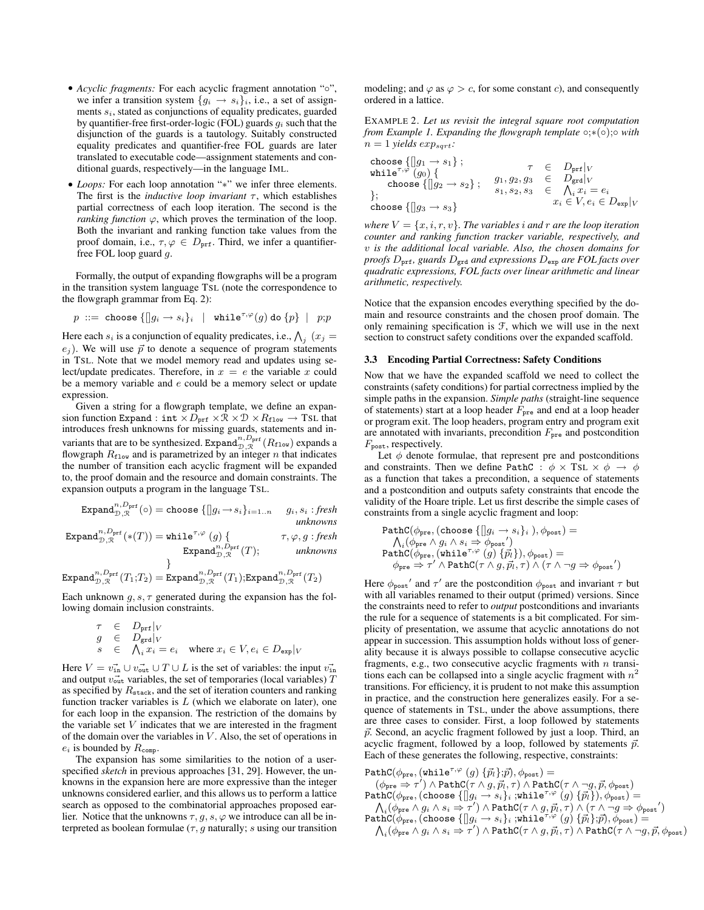- *Acyclic fragments:* For each acyclic fragment annotation "○", we infer a transition system $\{g_i \rightarrow s_i\}_i$, i.e., a set of assignments $s_i$, stated as conjunctions of equality predicates, guarded by quantifier-free first-order-logic (FOL) guards $g_i$ such that the disjunction of the guards is a tautology. Suitably constructed equality predicates and quantifier-free FOL guards are later translated to executable code—assignment statements and conditional guards, respectively—in the language IML.
- *Loops:* For each loop annotation "$*$" we infer three elements. The first is the *inductive loop invariant* $\tau$, which establishes partial correctness of each loop iteration. The second is the *ranking function* $\varphi$, which proves the termination of the loop. Both the invariant and ranking function take values from the proof domain, i.e., $\tau, \varphi \in D_{\texttt{prf}}$. Third, we infer a quantifier-free FOL loop guard $g$.

Formally, the output of expanding flowgraphs will be a program in the transition system language TSL (note the correspondence to the flowgraph grammar from Eq. 2):

$$p \ ::= \ \texttt{choose}\ \{[]g_i \rightarrow s_i\}_i \ \ | \ \ \texttt{while}^{\tau,\varphi}(g)\ \texttt{do}\ \{p\} \ \ | \ \ p;p$$

Here each $s_i$ is a conjunction of equality predicates, i.e., $\bigwedge_j (x_j = e_j)$. We will use $\vec{p}$ to denote a sequence of program statements in TSL. Note that we model memory read and updates using select/update predicates. Therefore, in $x = e$ the variable $x$ could be a memory variable and $e$ could be a memory select or update expression.

Given a string for a flowgraph template, we define an expansion function $\texttt{Expand} : \texttt{int} \times D_{\texttt{prf}} \times \mathcal{R} \times \mathcal{D} \times R_{\texttt{flow}} \rightarrow$ TSL that introduces fresh unknowns for missing guards, statements and invariants that are to be synthesized. $\texttt{Expand}^{n,D_{\texttt{prf}}}_{\mathcal{D},\mathcal{R}}(R_{\texttt{flow}})$ expands a flowgraph $R_{\texttt{flow}}$ and is parametrized by an integer $n$ that indicates the number of transition each acyclic fragment will be expanded to, the proof domain and the resource and domain constraints. The expansion outputs a program in the language TSL.

$$\texttt{Expand}^{n,D_{\texttt{prf}}}_{\mathcal{D},\mathcal{R}}(\circ) = \texttt{choose}\ \{[]g_i \rightarrow s_i\}_{i=1..n} \qquad g_i, s_i : \textit{fresh unknowns}$$

$$\texttt{Expand}^{n,D_{\texttt{prf}}}_{\mathcal{D},\mathcal{R}}(*(T)) = \texttt{while}^{\tau,\varphi}\ (g)\ \{\ \texttt{Expand}^{n,D_{\texttt{prf}}}_{\mathcal{D},\mathcal{R}}(T);\ \} \qquad \tau, \varphi, g : \textit{fresh unknowns}$$

$$\texttt{Expand}^{n,D_{\texttt{prf}}}_{\mathcal{D},\mathcal{R}}(T_1;T_2) = \texttt{Expand}^{n,D_{\texttt{prf}}}_{\mathcal{D},\mathcal{R}}(T_1);\texttt{Expand}^{n,D_{\texttt{prf}}}_{\mathcal{D},\mathcal{R}}(T_2)$$

Each unknown $g, s, \tau$ generated during the expansion has the following domain inclusion constraints.

$$\begin{array}{rcl} \tau & \in & D_{\texttt{prf}}|_V \\ g & \in & D_{\texttt{grd}}|_V \\ s & \in & \bigwedge_i x_i = e_i \quad \text{where } x_i \in V, e_i \in D_{\texttt{exp}}|_V \end{array}$$

Here $V = \vec{v_{\texttt{in}}} \cup \vec{v_{\texttt{out}}} \cup T \cup L$ is the set of variables: the input $\vec{v_{\texttt{in}}}$ and output $\vec{v_{\texttt{out}}}$ variables, the set of temporaries (local variables) $T$ as specified by $R_{\texttt{stack}}$, and the set of iteration counters and ranking function tracker variables is $L$ (which we elaborate on later), one for each loop in the expansion. The restriction of the domains by the variable set $V$ indicates that we are interested in the fragment of the domain over the variables in $V$. Also, the set of operations in $e_i$ is bounded by $R_{\texttt{comp}}$.

The expansion has some similarities to the notion of a user-specified *sketch* in previous approaches [31, 29]. However, the unknowns in the expansion here are more expressive than the integer unknowns considered earlier, and this allows us to perform a lattice search as opposed to the combinatorial approaches proposed earlier. Notice that the unknowns $\tau, g, s, \varphi$ we introduce can all be interpreted as boolean formulae ($\tau, g$ naturally; $s$ using our transition modeling; and $\varphi$ as $\varphi > c$, for some constant $c$), and consequently ordered in a lattice.

EXAMPLE 2. *Let us revisit the integral square root computation from Example 1. Expanding the flowgraph template* ○;$*$(○);○ *with* $n = 1$ *yields* $exp_{sqrt}$:

```
choose {[]g1 → s1} ;
while^{τ,φ} (g0) {
    choose {[]g2 → s2} ;
};
choose {[]g3 → s3}
```

$$\begin{array}{rcl} \tau & \in & D_{\texttt{prf}}|_V \\ g_1, g_2, g_3 & \in & D_{\texttt{grd}}|_V \\ s_1, s_2, s_3 & \in & \bigwedge_i x_i = e_i \\ & & x_i \in V, e_i \in D_{\texttt{exp}}|_V \end{array}$$

*where* $V = \{x, i, r, v\}$. *The variables* $i$ *and* $r$ *are the loop iteration counter and ranking function tracker variable, respectively, and* $v$ *is the additional local variable. Also, the chosen domains for proofs* $D_{\texttt{prf}}$, *guards* $D_{\texttt{grd}}$ *and expressions* $D_{\texttt{exp}}$ *are FOL facts over quadratic expressions, FOL facts over linear arithmetic and linear arithmetic, respectively.*

Notice that the expansion encodes everything specified by the domain and resource constraints and the chosen proof domain. The only remaining specification is $\mathcal{F}$, which we will use in the next section to construct safety conditions over the expanded scaffold.

### 3.3 Encoding Partial Correctness: Safety Conditions

Now that we have the expanded scaffold we need to collect the constraints (safety conditions) for partial correctness implied by the simple paths in the expansion. *Simple paths* (straight-line sequence of statements) start at a loop header $F_{\texttt{pre}}$ and end at a loop header or program exit. The loop headers, program entry and program exit are annotated with invariants, precondition $F_{\texttt{pre}}$ and postcondition $F_{\texttt{post}}$, respectively.

Let $\phi$ denote formulae, that represent pre and postconditions and constraints. Then we define $\texttt{PathC} : \phi \times \text{TSL} \times \phi \rightarrow \phi$ as a function that takes a precondition, a sequence of statements and a postcondition and outputs safety constraints that encode the validity of the Hoare triple. Let us first describe the simple cases of constraints from a single acyclic fragment and loop:

$$\begin{array}{l} \texttt{PathC}(\phi_{\texttt{pre}}, (\texttt{choose}\ \{[]g_i \rightarrow s_i\}_i\ ), \phi_{\texttt{post}}) = \\ \quad \bigwedge_i (\phi_{\texttt{pre}} \wedge g_i \wedge s_i \Rightarrow \phi_{\texttt{post}}{}') \\ \texttt{PathC}(\phi_{\texttt{pre}}, (\texttt{while}^{\tau,\varphi}\ (g)\ \{\vec{p_l}\}), \phi_{\texttt{post}}) = \\ \quad \phi_{\texttt{pre}} \Rightarrow \tau' \wedge \texttt{PathC}(\tau \wedge g, \vec{p_l}, \tau) \wedge (\tau \wedge \neg g \Rightarrow \phi_{\texttt{post}}{}') \end{array}$$

Here $\phi_{\texttt{post}}{}'$ and $\tau'$ are the postcondition $\phi_{\texttt{post}}$ and invariant $\tau$ but with all variables renamed to their output (primed) versions. Since the constraints need to refer to *output* postconditions and invariants the rule for a sequence of statements is a bit complicated. For simplicity of presentation, we assume that acyclic annotations do not appear in succession. This assumption holds without loss of generality because it is always possible to collapse consecutive acyclic fragments, e.g., two consecutive acyclic fragments with $n$ transitions each can be collapsed into a single acyclic fragment with $n^2$ transitions. For efficiency, it is prudent to not make this assumption in practice, and the construction here generalizes easily. For a sequence of statements in TSL, under the above assumptions, there are three cases to consider. First, a loop followed by statements $\vec{p}$. Second, an acyclic fragment followed by just a loop. Third, an acyclic fragment, followed by a loop, followed by statements $\vec{p}$. Each of these generates the following, respective, constraints:

$$\begin{array}{l} \texttt{PathC}(\phi_{\texttt{pre}}, (\texttt{while}^{\tau,\varphi}\ (g)\ \{\vec{p_l}\};\vec{p}), \phi_{\texttt{post}}) = \\ \quad (\phi_{\texttt{pre}} \Rightarrow \tau') \wedge \texttt{PathC}(\tau \wedge g, \vec{p_l}, \tau) \wedge \texttt{PathC}(\tau \wedge \neg g, \vec{p}, \phi_{\texttt{post}}) \\ \texttt{PathC}(\phi_{\texttt{pre}}, (\texttt{choose}\ \{[]g_i \rightarrow s_i\}_i\ ;\texttt{while}^{\tau,\varphi}\ (g)\ \{\vec{p_l}\}), \phi_{\texttt{post}}) = \\ \quad \bigwedge_i (\phi_{\texttt{pre}} \wedge g_i \wedge s_i \Rightarrow \tau') \wedge \texttt{PathC}(\tau \wedge g, \vec{p_l}, \tau) \wedge (\tau \wedge \neg g \Rightarrow \phi_{\texttt{post}}{}') \\ \texttt{PathC}(\phi_{\texttt{pre}}, (\texttt{choose}\ \{[]g_i \rightarrow s_i\}_i\ ;\texttt{while}^{\tau,\varphi}\ (g)\ \{\vec{p_l}\};\vec{p}), \phi_{\texttt{post}}) = \\ \quad \bigwedge_i (\phi_{\texttt{pre}} \wedge g_i \wedge s_i \Rightarrow \tau') \wedge \texttt{PathC}(\tau \wedge g, \vec{p_l}, \tau) \wedge \texttt{PathC}(\tau \wedge \neg g, \vec{p}, \phi_{\texttt{post}}) \end{array}$$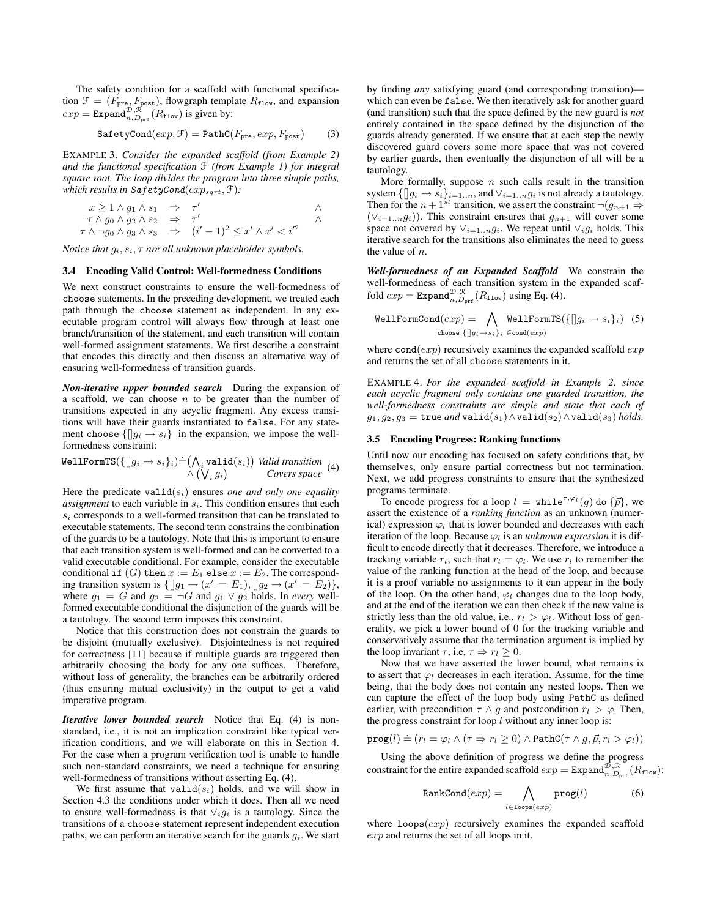The safety condition for a scaffold with functional specification $\mathcal{F} = (F_{\texttt{pre}}, F_{\texttt{post}})$, flowgraph template $R_{\texttt{flow}}$, and expansion $exp = \texttt{Expand}^{\mathcal{D},\mathcal{R}}_{n,D_{\texttt{prf}}}(R_{\texttt{flow}})$ is given by:

$$\texttt{SafetyCond}(exp, \mathcal{F}) = \texttt{PathC}(F_{\texttt{pre}}, exp, F_{\texttt{post}}) \qquad (3)$$

EXAMPLE 3. *Consider the expanded scaffold (from Example 2) and the functional specification $\mathcal{F}$ (from Example 1) for integral square root. The loop divides the program into three simple paths, which results in $\textit{SafetyCond}(exp_{sqrt}, \mathcal{F})$:*

$$\begin{array}{rcll} x \geq 1 \wedge g_1 \wedge s_1 & \Rightarrow & \tau' & \wedge \\ \tau \wedge g_0 \wedge g_2 \wedge s_2 & \Rightarrow & \tau' & \wedge \\ \tau \wedge \neg g_0 \wedge g_3 \wedge s_3 & \Rightarrow & (i'-1)^2 \leq x' \wedge x' < i'^2 & \end{array}$$

*Notice that $g_i, s_i, \tau$ are all unknown placeholder symbols.*

### 3.4 Encoding Valid Control: Well-formedness Conditions

We next construct constraints to ensure the well-formedness of `choose` statements. In the preceding development, we treated each path through the `choose` statement as independent. In any executable program control will always flow through at least one branch/transition of the statement, and each transition will contain well-formed assignment statements. We first describe a constraint that encodes this directly and then discuss an alternative way of ensuring well-formedness of transition guards.

***Non-iterative upper bounded search*** During the expansion of a scaffold, we can choose $n$ to be greater than the number of transitions expected in any acyclic fragment. Any excess transitions will have their guards instantiated to `false`. For any statement `choose` $\{[]g_i \rightarrow s_i\}$ in the expansion, we impose the well-formedness constraint:

$$\texttt{WellFormTS}(\{[]g_i \rightarrow s_i\}_i) \doteq \big(\textstyle\bigwedge_i \texttt{valid}(s_i)\big) \text{ Valid transition} \wedge \big(\textstyle\bigvee_i g_i\big) \text{ Covers space} \qquad (4)$$

Here the predicate $\texttt{valid}(s_i)$ ensures *one and only one equality assignment* to each variable in $s_i$. This condition ensures that each $s_i$ corresponds to a well-formed transition that can be translated to executable statements. The second term constrains the combination of the guards to be a tautology. Note that this is important to ensure that each transition system is well-formed and can be converted to a valid executable conditional. For example, consider the executable conditional `if` $(G)$ `then` $x := E_1$ `else` $x := E_2$. The corresponding transition system is $\{[]g_1 \rightarrow (x' = E_1), []g_2 \rightarrow (x' = E_2)\}$, where $g_1 = G$ and $g_2 = \neg G$ and $g_1 \vee g_2$ holds. In *every* well-formed executable conditional the disjunction of the guards will be a tautology. The second term imposes this constraint.

Notice that this construction does not constrain the guards to be disjoint (mutually exclusive). Disjointedness is not required for correctness [11] because if multiple guards are triggered then arbitrarily choosing the body for any one suffices. Therefore, without loss of generality, the branches can be arbitrarily ordered (thus ensuring mutual exclusivity) in the output to get a valid imperative program.

***Iterative lower bounded search*** Notice that Eq. (4) is non-standard, i.e., it is not an implication constraint like typical verification conditions, and we will elaborate on this in Section 4. For the case when a program verification tool is unable to handle such non-standard constraints, we need a technique for ensuring well-formedness of transitions without asserting Eq. (4).

We first assume that $\texttt{valid}(s_i)$ holds, and we will show in Section 4.3 the conditions under which it does. Then all we need to ensure well-formedness is that $\vee_i g_i$ is a tautology. Since the transitions of a `choose` statement represent independent execution paths, we can perform an iterative search for the guards $g_i$. We start by finding *any* satisfying guard (and corresponding transition)—which can even be `false`. We then iteratively ask for another guard (and transition) such that the space defined by the new guard is *not* entirely contained in the space defined by the disjunction of the guards already generated. If we ensure that at each step the newly discovered guard covers some more space that was not covered by earlier guards, then eventually the disjunction of all will be a tautology.

More formally, suppose $n$ such calls result in the transition system $\{[]g_i \rightarrow s_i\}_{i=1..n}$, and $\vee_{i=1..n} g_i$ is not already a tautology. Then for the $n+1^{st}$ transition, we assert the constraint $\neg(g_{n+1} \Rightarrow (\vee_{i=1..n} g_i))$. This constraint ensures that $g_{n+1}$ will cover some space not covered by $\vee_{i=1..n} g_i$. We repeat until $\vee_i g_i$ holds. This iterative search for the transitions also eliminates the need to guess the value of $n$.

***Well-formedness of an Expanded Scaffold*** We constrain the well-formedness of each transition system in the expanded scaffold $exp = \texttt{Expand}^{\mathcal{D},\mathcal{R}}_{n,D_{\texttt{prf}}}(R_{\texttt{flow}})$ using Eq. (4).

$$\texttt{WellFormCond}(exp) = \bigwedge_{\texttt{choose}\ \{[]g_i \rightarrow s_i\}_i\ \in \texttt{cond}(exp)} \texttt{WellFormTS}(\{[]g_i \rightarrow s_i\}_i) \qquad (5)$$

where $\texttt{cond}(exp)$ recursively examines the expanded scaffold $exp$ and returns the set of all `choose` statements in it.

EXAMPLE 4. *For the expanded scaffold in Example 2, since each acyclic fragment only contains one guarded transition, the well-formedness constraints are simple and state that each of $g_1, g_2, g_3 = \texttt{true}$ and $\texttt{valid}(s_1) \wedge \texttt{valid}(s_2) \wedge \texttt{valid}(s_3)$ holds.*

### 3.5 Encoding Progress: Ranking functions

Until now our encoding has focused on safety conditions that, by themselves, only ensure partial correctness but not termination. Next, we add progress constraints to ensure that the synthesized programs terminate.

To encode progress for a loop $l = \texttt{while}^{\tau,\varphi_l}(g)\ \texttt{do}\ \{\vec{p}\}$, we assert the existence of a *ranking function* as an unknown (numerical) expression $\varphi_l$ that is lower bounded and decreases with each iteration of the loop. Because $\varphi_l$ is an *unknown expression* it is difficult to encode directly that it decreases. Therefore, we introduce a tracking variable $r_l$, such that $r_l = \varphi_l$. We use $r_l$ to remember the value of the ranking function at the head of the loop, and because it is a proof variable no assignments to it can appear in the body of the loop. On the other hand, $\varphi_l$ changes due to the loop body, and at the end of the iteration we can then check if the new value is strictly less than the old value, i.e., $r_l > \varphi_l$. Without loss of generality, we pick a lower bound of 0 for the tracking variable and conservatively assume that the termination argument is implied by the loop invariant $\tau$, i.e, $\tau \Rightarrow r_l \geq 0$.

Now that we have asserted the lower bound, what remains is to assert that $\varphi_l$ decreases in each iteration. Assume, for the time being, that the body does not contain any nested loops. Then we can capture the effect of the loop body using `PathC` as defined earlier, with precondition $\tau \wedge g$ and postcondition $r_l > \varphi$. Then, the progress constraint for loop $l$ without any inner loop is:

$$\texttt{prog}(l) \doteq (r_l = \varphi_l \wedge (\tau \Rightarrow r_l \geq 0) \wedge \texttt{PathC}(\tau \wedge g, \vec{p}, r_l > \varphi_l))$$

Using the above definition of progress we define the progress constraint for the entire expanded scaffold $exp = \texttt{Expand}^{\mathcal{D},\mathcal{R}}_{n,D_{\texttt{prf}}}(R_{\texttt{flow}})$:

$$\texttt{RankCond}(exp) = \bigwedge_{l \in \texttt{loops}(exp)} \texttt{prog}(l) \qquad (6)$$

where $\texttt{loops}(exp)$ recursively examines the expanded scaffold $exp$ and returns the set of all loops in it.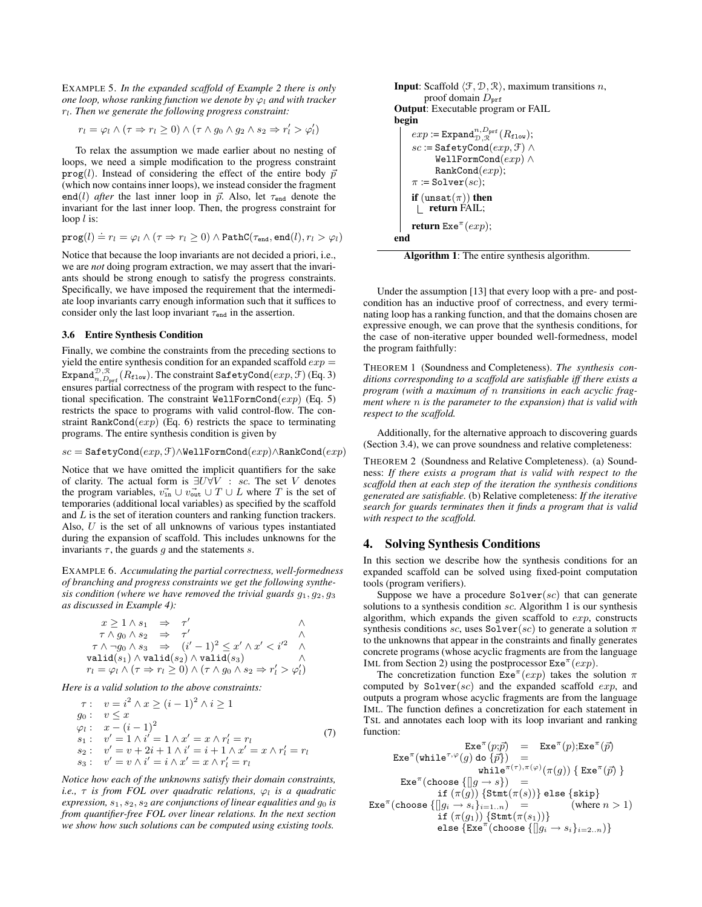EXAMPLE 5. *In the expanded scaffold of Example 2 there is only one loop, whose ranking function we denote by $\varphi_l$ and with tracker $r_l$. Then we generate the following progress constraint:*

$$r_l = \varphi_l \wedge (\tau \Rightarrow r_l \geq 0) \wedge (\tau \wedge g_0 \wedge g_2 \wedge s_2 \Rightarrow r_l' > \varphi_l')$$

To relax the assumption we made earlier about no nesting of loops, we need a simple modification to the progress constraint $\texttt{prog}(l)$. Instead of considering the effect of the entire body $\vec{p}$ (which now contains inner loops), we instead consider the fragment $\texttt{end}(l)$ *after* the last inner loop in $\vec{p}$. Also, let $\tau_{\texttt{end}}$ denote the invariant for the last inner loop. Then, the progress constraint for loop $l$ is:

$$\texttt{prog}(l) \doteq r_l = \varphi_l \wedge (\tau \Rightarrow r_l \geq 0) \wedge \texttt{PathC}(\tau_{\texttt{end}}, \texttt{end}(l), r_l > \varphi_l)$$

Notice that because the loop invariants are not decided a priori, i.e., we are *not* doing program extraction, we may assert that the invariants should be strong enough to satisfy the progress constraints. Specifically, we have imposed the requirement that the intermediate loop invariants carry enough information such that it suffices to consider only the last loop invariant $\tau_{\texttt{end}}$ in the assertion.

### 3.6 Entire Synthesis Condition

Finally, we combine the constraints from the preceding sections to yield the entire synthesis condition for an expanded scaffold $exp = \texttt{Expand}^{\mathcal{D},\mathcal{R}}_{n,D_{\texttt{prf}}}(R_{\texttt{flow}})$. The constraint $\texttt{SafetyCond}(exp, \mathcal{F})$ (Eq. 3) ensures partial correctness of the program with respect to the functional specification. The constraint $\texttt{WellFormCond}(exp)$ (Eq. 5) restricts the space to programs with valid control-flow. The constraint $\texttt{RankCond}(exp)$ (Eq. 6) restricts the space to terminating programs. The entire synthesis condition is given by

$$sc = \texttt{SafetyCond}(exp, \mathcal{F}) \wedge \texttt{WellFormCond}(exp) \wedge \texttt{RankCond}(exp)$$

Notice that we have omitted the implicit quantifiers for the sake of clarity. The actual form is $\exists U \forall V : sc$. The set $V$ denotes the program variables, $\vec{v_{\texttt{in}}} \cup \vec{v_{\texttt{out}}} \cup T \cup L$ where $T$ is the set of temporaries (additional local variables) as specified by the scaffold and $L$ is the set of iteration counters and ranking function trackers. Also, $U$ is the set of all unknowns of various types instantiated during the expansion of scaffold. This includes unknowns for the invariants $\tau$, the guards $g$ and the statements $s$.

EXAMPLE 6. *Accumulating the partial correctness, well-formedness of branching and progress constraints we get the following synthesis condition (where we have removed the trivial guards $g_1, g_2, g_3$ as discussed in Example 4):*

$$\begin{array}{rcll}
x \geq 1 \wedge s_1 & \Rightarrow & \tau' & \wedge \\
\tau \wedge g_0 \wedge s_2 & \Rightarrow & \tau' & \wedge \\
\tau \wedge \neg g_0 \wedge s_3 & \Rightarrow & (i'-1)^2 \leq x' \wedge x' < i'^2 & \wedge \\
\multicolumn{3}{c}{\texttt{valid}(s_1) \wedge \texttt{valid}(s_2) \wedge \texttt{valid}(s_3)} & \wedge \\
\multicolumn{3}{c}{r_l = \varphi_l \wedge (\tau \Rightarrow r_l \geq 0) \wedge (\tau \wedge g_0 \wedge s_2 \Rightarrow r_l' > \varphi_l')} &
\end{array}$$

*Here is a valid solution to the above constraints:*

$$\begin{array}{ll}
\tau: & v = i^2 \wedge x \geq (i-1)^2 \wedge i \geq 1 \\
g_0: & v \leq x \\
\varphi_l: & x - (i-1)^2 \\
s_1: & v' = 1 \wedge i' = 1 \wedge x' = x \wedge r_l' = r_l \\
s_2: & v' = v + 2i + 1 \wedge i' = i + 1 \wedge x' = x \wedge r_l' = r_l \\
s_3: & v' = v \wedge i' = i \wedge x' = x \wedge r_l' = r_l
\end{array} \quad (7)$$

*Notice how each of the unknowns satisfy their domain constraints, i.e., $\tau$ is from FOL over quadratic relations, $\varphi_l$ is a quadratic expression, $s_1, s_2, s_2$ are conjunctions of linear equalities and $g_0$ is from quantifier-free FOL over linear relations. In the next section we show how such solutions can be computed using existing tools.*

```
Input: Scaffold ⟨F, D, R⟩, maximum transitions n,
       proof domain D_prf
Output: Executable program or FAIL
begin
    exp := Expand^{n,D_prf}_{D,R}(R_flow);
    sc := SafetyCond(exp, F) ∧
          WellFormCond(exp) ∧
          RankCond(exp);
    π := Solver(sc);
    if (unsat(π)) then
        return FAIL;
    return Exe^π(exp);
end
```

**Algorithm 1**: The entire synthesis algorithm.

Under the assumption [13] that every loop with a pre- and postcondition has an inductive proof of correctness, and every terminating loop has a ranking function, and that the domains chosen are expressive enough, we can prove that the synthesis conditions, for the case of non-iterative upper bounded well-formedness, model the program faithfully:

THEOREM 1 (Soundness and Completeness). *The synthesis conditions corresponding to a scaffold are satisfiable iff there exists a program (with a maximum of $n$ transitions in each acyclic fragment where $n$ is the parameter to the expansion) that is valid with respect to the scaffold.*

Additionally, for the alternative approach to discovering guards (Section 3.4), we can prove soundness and relative completeness:

THEOREM 2 (Soundness and Relative Completeness). (a) Soundness: *If there exists a program that is valid with respect to the scaffold then at each step of the iteration the synthesis conditions generated are satisfiable.* (b) Relative completeness: *If the iterative search for guards terminates then it finds a program that is valid with respect to the scaffold.*

## 4. Solving Synthesis Conditions

In this section we describe how the synthesis conditions for an expanded scaffold can be solved using fixed-point computation tools (program verifiers).

Suppose we have a procedure $\texttt{Solver}(sc)$ that can generate solutions to a synthesis condition $sc$. Algorithm 1 is our synthesis algorithm, which expands the given scaffold to $exp$, constructs synthesis conditions $sc$, uses $\texttt{Solver}(sc)$ to generate a solution $\pi$ to the unknowns that appear in the constraints and finally generates concrete programs (whose acyclic fragments are from the language IML from Section 2) using the postprocessor $\texttt{Exe}^\pi(exp)$.

The concretization function $\texttt{Exe}^\pi(exp)$ takes the solution $\pi$ computed by $\texttt{Solver}(sc)$ and the expanded scaffold $exp$, and outputs a program whose acyclic fragments are from the language IML. The function defines a concretization for each statement in TSL and annotates each loop with its loop invariant and ranking function:

$$\begin{array}{rcl}
\texttt{Exe}^\pi(p;\vec{p}) & = & \texttt{Exe}^\pi(p);\texttt{Exe}^\pi(\vec{p}) \\
\texttt{Exe}^\pi(\texttt{while}^{\tau,\varphi}(g)\ \texttt{do}\ \{\vec{p}\}) & = & \\
\multicolumn{3}{r}{\texttt{while}^{\pi(\tau),\pi(\varphi)}(\pi(g))\ \{\ \texttt{Exe}^\pi(\vec{p})\ \}} \\
\texttt{Exe}^\pi(\texttt{choose}\ \{[]g \rightarrow s\}) & = & \\
\multicolumn{3}{r}{\texttt{if}\ (\pi(g))\ \{\texttt{Stmt}(\pi(s))\}\ \texttt{else}\ \{\texttt{skip}\}} \\
\texttt{Exe}^\pi(\texttt{choose}\ \{[]g_i \rightarrow s_i\}_{i=1..n}) & = & \text{(where } n > 1\text{)} \\
\multicolumn{3}{r}{\texttt{if}\ (\pi(g_1))\ \{\texttt{Stmt}(\pi(s_1))\}} \\
\multicolumn{3}{r}{\texttt{else}\ \{\texttt{Exe}^\pi(\texttt{choose}\ \{[]g_i \rightarrow s_i\}_{i=2..n})\}}
\end{array}$$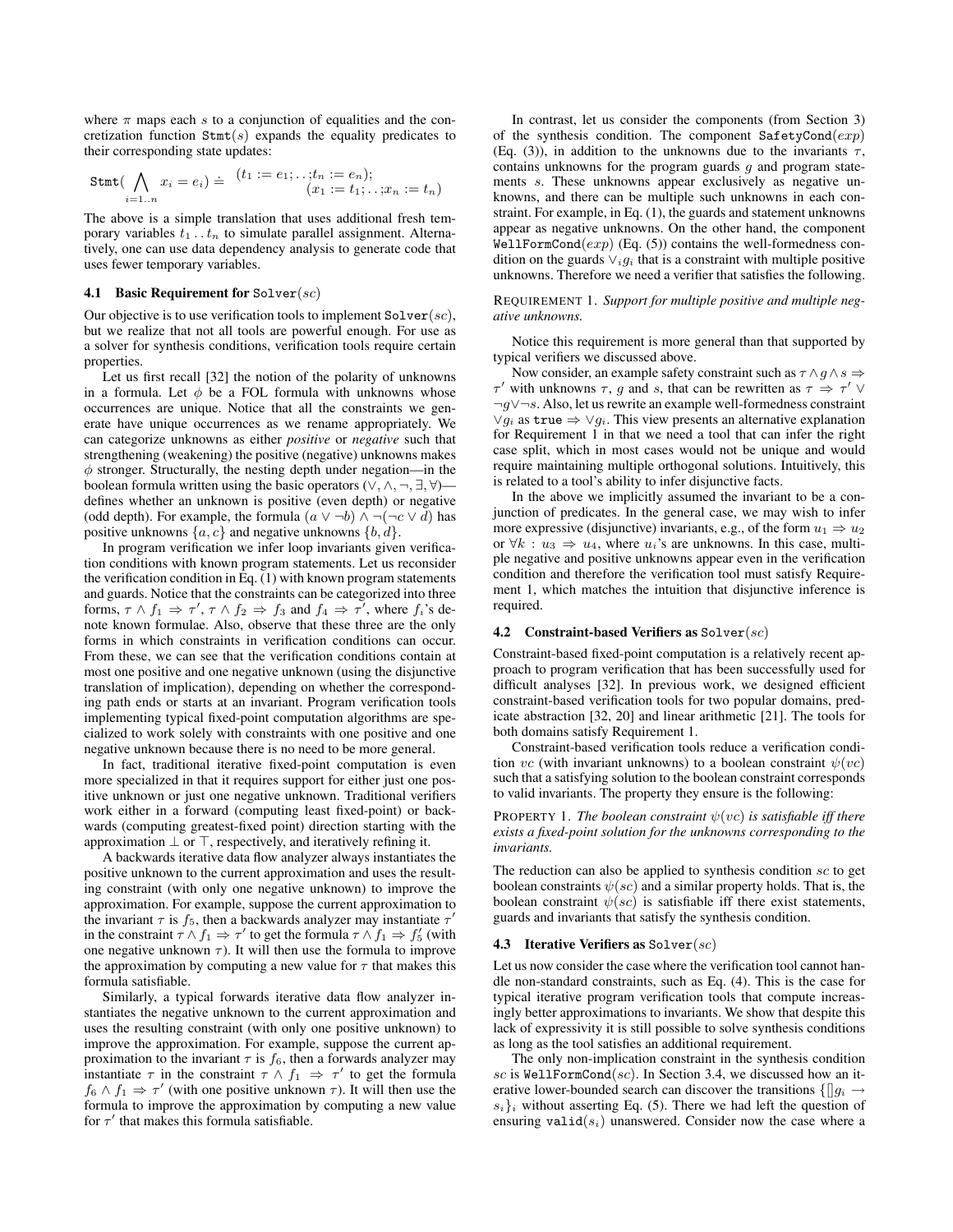where $\pi$ maps each $s$ to a conjunction of equalities and the concretization function $\texttt{Stmt}(s)$ expands the equality predicates to their corresponding state updates:

$$\texttt{Stmt}(\bigwedge_{i=1..n} x_i = e_i) \doteq \begin{array}{l}(t_1 := e_1; ..; t_n := e_n);\\ \quad (x_1 := t_1; ..; x_n := t_n)\end{array}$$

The above is a simple translation that uses additional fresh temporary variables $t_1 \ldots t_n$ to simulate parallel assignment. Alternatively, one can use data dependency analysis to generate code that uses fewer temporary variables.

### 4.1 Basic Requirement for $\texttt{Solver}(sc)$

Our objective is to use verification tools to implement $\texttt{Solver}(sc)$, but we realize that not all tools are powerful enough. For use as a solver for synthesis conditions, verification tools require certain properties.

Let us first recall [32] the notion of the polarity of unknowns in a formula. Let $\phi$ be a FOL formula with unknowns whose occurrences are unique. Notice that all the constraints we generate have unique occurrences as we rename appropriately. We can categorize unknowns as either *positive* or *negative* such that strengthening (weakening) the positive (negative) unknowns makes $\phi$ stronger. Structurally, the nesting depth under negation—in the boolean formula written using the basic operators ($\vee, \wedge, \neg, \exists, \forall$)—defines whether an unknown is positive (even depth) or negative (odd depth). For example, the formula $(a \vee \neg b) \wedge \neg(\neg c \vee d)$ has positive unknowns $\{a, c\}$ and negative unknowns $\{b, d\}$.

In program verification we infer loop invariants given verification conditions with known program statements. Let us reconsider the verification condition in Eq. (1) with known program statements and guards. Notice that the constraints can be categorized into three forms, $\tau \wedge f_1 \Rightarrow \tau'$, $\tau \wedge f_2 \Rightarrow f_3$ and $f_4 \Rightarrow \tau'$, where $f_i$'s denote known formulae. Also, observe that these three are the only forms in which constraints in verification conditions can occur. From these, we can see that the verification conditions contain at most one positive and one negative unknown (using the disjunctive translation of implication), depending on whether the corresponding path ends or starts at an invariant. Program verification tools implementing typical fixed-point computation algorithms are specialized to work solely with constraints with one positive and one negative unknown because there is no need to be more general.

In fact, traditional iterative fixed-point computation is even more specialized in that it requires support for either just one positive unknown or just one negative unknown. Traditional verifiers work either in a forward (computing least fixed-point) or backwards (computing greatest-fixed point) direction starting with the approximation $\bot$ or $\top$, respectively, and iteratively refining it.

A backwards iterative data flow analyzer always instantiates the positive unknown to the current approximation and uses the resulting constraint (with only one negative unknown) to improve the approximation. For example, suppose the current approximation to the invariant $\tau$ is $f_5$, then a backwards analyzer may instantiate $\tau'$ in the constraint $\tau \wedge f_1 \Rightarrow \tau'$ to get the formula $\tau \wedge f_1 \Rightarrow f_5'$ (with one negative unknown $\tau$). It will then use the formula to improve the approximation by computing a new value for $\tau$ that makes this formula satisfiable.

Similarly, a typical forwards iterative data flow analyzer instantiates the negative unknown to the current approximation and uses the resulting constraint (with only one positive unknown) to improve the approximation. For example, suppose the current approximation to the invariant $\tau$ is $f_6$, then a forwards analyzer may instantiate $\tau$ in the constraint $\tau \wedge f_1 \Rightarrow \tau'$ to get the formula $f_6 \wedge f_1 \Rightarrow \tau'$ (with one positive unknown $\tau$). It will then use the formula to improve the approximation by computing a new value for $\tau'$ that makes this formula satisfiable.

In contrast, let us consider the components (from Section 3) of the synthesis condition. The component $\texttt{SafetyCond}(exp)$ (Eq. (3)), in addition to the unknowns due to the invariants $\tau$, contains unknowns for the program guards $g$ and program statements $s$. These unknowns appear exclusively as negative unknowns, and there can be multiple such unknowns in each constraint. For example, in Eq. (1), the guards and statement unknowns appear as negative unknowns. On the other hand, the component $\texttt{WellFormCond}(exp)$ (Eq. (5)) contains the well-formedness condition on the guards $\vee_i g_i$ that is a constraint with multiple positive unknowns. Therefore we need a verifier that satisfies the following.

REQUIREMENT 1. *Support for multiple positive and multiple negative unknowns.*

Notice this requirement is more general than that supported by typical verifiers we discussed above.

Now consider, an example safety constraint such as $\tau \wedge g \wedge s \Rightarrow \tau'$ with unknowns $\tau$, $g$ and $s$, that can be rewritten as $\tau \Rightarrow \tau' \vee \neg g \vee \neg s$. Also, let us rewrite an example well-formedness constraint $\vee g_i$ as $\texttt{true} \Rightarrow \vee g_i$. This view presents an alternative explanation for Requirement 1 in that we need a tool that can infer the right case split, which in most cases would not be unique and would require maintaining multiple orthogonal solutions. Intuitively, this is related to a tool's ability to infer disjunctive facts.

In the above we implicitly assumed the invariant to be a conjunction of predicates. In the general case, we may wish to infer more expressive (disjunctive) invariants, e.g., of the form $u_1 \Rightarrow u_2$ or $\forall k : u_3 \Rightarrow u_4$, where $u_i$'s are unknowns. In this case, multiple negative and positive unknowns appear even in the verification condition and therefore the verification tool must satisfy Requirement 1, which matches the intuition that disjunctive inference is required.

### 4.2 Constraint-based Verifiers as $\texttt{Solver}(sc)$

Constraint-based fixed-point computation is a relatively recent approach to program verification that has been successfully used for difficult analyses [32]. In previous work, we designed efficient constraint-based verification tools for two popular domains, predicate abstraction [32, 20] and linear arithmetic [21]. The tools for both domains satisfy Requirement 1.

Constraint-based verification tools reduce a verification condition $vc$ (with invariant unknowns) to a boolean constraint $\psi(vc)$ such that a satisfying solution to the boolean constraint corresponds to valid invariants. The property they ensure is the following:

PROPERTY 1. *The boolean constraint $\psi(vc)$ is satisfiable iff there exists a fixed-point solution for the unknowns corresponding to the invariants.*

The reduction can also be applied to synthesis condition $sc$ to get boolean constraints $\psi(sc)$ and a similar property holds. That is, the boolean constraint $\psi(sc)$ is satisfiable iff there exist statements, guards and invariants that satisfy the synthesis condition.

### 4.3 Iterative Verifiers as $\texttt{Solver}(sc)$

Let us now consider the case where the verification tool cannot handle non-standard constraints, such as Eq. (4). This is the case for typical iterative program verification tools that compute increasingly better approximations to invariants. We show that despite this lack of expressivity it is still possible to solve synthesis conditions as long as the tool satisfies an additional requirement.

The only non-implication constraint in the synthesis condition $sc$ is $\texttt{WellFormCond}(sc)$. In Section 3.4, we discussed how an iterative lower-bounded search can discover the transitions $\{[]g_i \rightarrow s_i\}_i$ without asserting Eq. (5). There we had left the question of ensuring $\texttt{valid}(s_i)$ unanswered. Consider now the case where a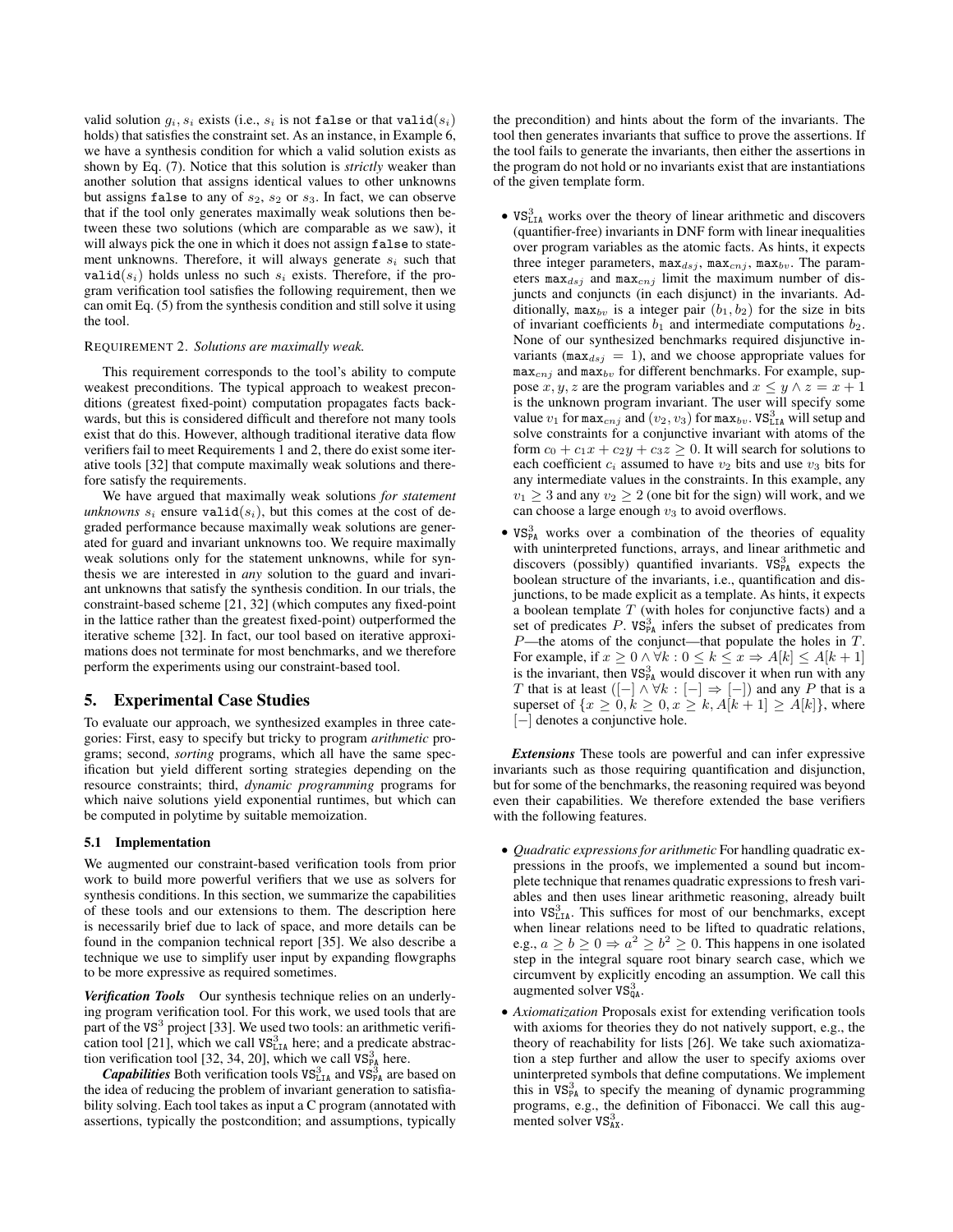valid solution $g_i, s_i$ exists (i.e., $s_i$ is not false or that valid($s_i$) holds) that satisfies the constraint set. As an instance, in Example 6, we have a synthesis condition for which a valid solution exists as shown by Eq. (7). Notice that this solution is *strictly* weaker than another solution that assigns identical values to other unknowns but assigns false to any of $s_2$, $s_2$ or $s_3$. In fact, we can observe that if the tool only generates maximally weak solutions then between these two solutions (which are comparable as we saw), it will always pick the one in which it does not assign false to statement unknowns. Therefore, it will always generate $s_i$ such that valid($s_i$) holds unless no such $s_i$ exists. Therefore, if the program verification tool satisfies the following requirement, then we can omit Eq. (5) from the synthesis condition and still solve it using the tool.

REQUIREMENT 2. *Solutions are maximally weak.*

This requirement corresponds to the tool's ability to compute weakest preconditions. The typical approach to weakest preconditions (greatest fixed-point) computation propagates facts backwards, but this is considered difficult and therefore not many tools exist that do this. However, although traditional iterative data flow verifiers fail to meet Requirements 1 and 2, there do exist some iterative tools [32] that compute maximally weak solutions and therefore satisfy the requirements.

We have argued that maximally weak solutions *for statement unknowns* $s_i$ ensure valid($s_i$), but this comes at the cost of degraded performance because maximally weak solutions are generated for guard and invariant unknowns too. We require maximally weak solutions only for the statement unknowns, while for synthesis we are interested in *any* solution to the guard and invariant unknowns that satisfy the synthesis condition. In our trials, the constraint-based scheme [21, 32] (which computes any fixed-point in the lattice rather than the greatest fixed-point) outperformed the iterative scheme [32]. In fact, our tool based on iterative approximations does not terminate for most benchmarks, and we therefore perform the experiments using our constraint-based tool.

## 5. Experimental Case Studies

To evaluate our approach, we synthesized examples in three categories: First, easy to specify but tricky to program *arithmetic* programs; second, *sorting* programs, which all have the same specification but yield different sorting strategies depending on the resource constraints; third, *dynamic programming* programs for which naive solutions yield exponential runtimes, but which can be computed in polytime by suitable memoization.

### 5.1 Implementation

We augmented our constraint-based verification tools from prior work to build more powerful verifiers that we use as solvers for synthesis conditions. In this section, we summarize the capabilities of these tools and our extensions to them. The description here is necessarily brief due to lack of space, and more details can be found in the companion technical report [35]. We also describe a technique we use to simplify user input by expanding flowgraphs to be more expressive as required sometimes.

***Verification Tools*** Our synthesis technique relies on an underlying program verification tool. For this work, we used tools that are part of the VS$^3$ project [33]. We used two tools: an arithmetic verification tool [21], which we call $\texttt{VS}^3_{\texttt{LIA}}$ here; and a predicate abstraction verification tool [32, 34, 20], which we call $\texttt{VS}^3_{\texttt{PA}}$ here.

***Capabilities*** Both verification tools $\texttt{VS}^3_{\texttt{LIA}}$ and $\texttt{VS}^3_{\texttt{PA}}$ are based on the idea of reducing the problem of invariant generation to satisfiability solving. Each tool takes as input a C program (annotated with assertions, typically the postcondition; and assumptions, typically the precondition) and hints about the form of the invariants. The tool then generates invariants that suffice to prove the assertions. If the tool fails to generate the invariants, then either the assertions in the program do not hold or no invariants exist that are instantiations of the given template form.

- $\texttt{VS}^3_{\texttt{LIA}}$ works over the theory of linear arithmetic and discovers (quantifier-free) invariants in DNF form with linear inequalities over program variables as the atomic facts. As hints, it expects three integer parameters, $\texttt{max}_{dsj}$, $\texttt{max}_{cnj}$, $\texttt{max}_{bv}$. The parameters $\texttt{max}_{dsj}$ and $\texttt{max}_{cnj}$ limit the maximum number of disjuncts and conjuncts (in each disjunct) in the invariants. Additionally, $\texttt{max}_{bv}$ is a integer pair $(b_1, b_2)$ for the size in bits of invariant coefficients $b_1$ and intermediate computations $b_2$. None of our synthesized benchmarks required disjunctive invariants ($\texttt{max}_{dsj} = 1$), and we choose appropriate values for $\texttt{max}_{cnj}$ and $\texttt{max}_{bv}$ for different benchmarks. For example, suppose $x, y, z$ are the program variables and $x \leq y \wedge z = x + 1$ is the unknown program invariant. The user will specify some value $v_1$ for $\texttt{max}_{cnj}$ and $(v_2, v_3)$ for $\texttt{max}_{bv}$. $\texttt{VS}^3_{\texttt{LIA}}$ will setup and solve constraints for a conjunctive invariant with atoms of the form $c_0 + c_1 x + c_2 y + c_3 z \geq 0$. It will search for solutions to each coefficient $c_i$ assumed to have $v_2$ bits and use $v_3$ bits for any intermediate values in the constraints. In this example, any $v_1 \geq 3$ and any $v_2 \geq 2$ (one bit for the sign) will work, and we can choose a large enough $v_3$ to avoid overflows.
- $\texttt{VS}^3_{\texttt{PA}}$ works over a combination of the theories of equality with uninterpreted functions, arrays, and linear arithmetic and discovers (possibly) quantified invariants. $\texttt{VS}^3_{\texttt{PA}}$ expects the boolean structure of the invariants, i.e., quantification and disjunctions, to be made explicit as a template. As hints, it expects a boolean template $T$ (with holes for conjunctive facts) and a set of predicates $P$. $\texttt{VS}^3_{\texttt{PA}}$ infers the subset of predicates from $P$—the atoms of the conjunct—that populate the holes in $T$. For example, if $x \geq 0 \wedge \forall k : 0 \leq k \leq x \Rightarrow A[k] \leq A[k+1]$ is the invariant, then $\texttt{VS}^3_{\texttt{PA}}$ would discover it when run with any $T$ that is at least $([-] \wedge \forall k : [-] \Rightarrow [-])$ and any $P$ that is a superset of $\{x \geq 0, k \geq 0, x \geq k, A[k+1] \geq A[k]\}$, where $[-]$ denotes a conjunctive hole.

***Extensions*** These tools are powerful and can infer expressive invariants such as those requiring quantification and disjunction, but for some of the benchmarks, the reasoning required was beyond even their capabilities. We therefore extended the base verifiers with the following features.

- *Quadratic expressions for arithmetic* For handling quadratic expressions in the proofs, we implemented a sound but incomplete technique that renames quadratic expressions to fresh variables and then uses linear arithmetic reasoning, already built into $\texttt{VS}^3_{\texttt{LIA}}$. This suffices for most of our benchmarks, except when linear relations need to be lifted to quadratic relations, e.g., $a \geq b \geq 0 \Rightarrow a^2 \geq b^2 \geq 0$. This happens in one isolated step in the integral square root binary search case, which we circumvent by explicitly encoding an assumption. We call this augmented solver $\texttt{VS}^3_{\texttt{QA}}$.
- *Axiomatization* Proposals exist for extending verification tools with axioms for theories they do not natively support, e.g., the theory of reachability for lists [26]. We take such axiomatization a step further and allow the user to specify axioms over uninterpreted symbols that define computations. We implement this in $\texttt{VS}^3_{\texttt{PA}}$ to specify the meaning of dynamic programming programs, e.g., the definition of Fibonacci. We call this augmented solver $\texttt{VS}^3_{\texttt{AX}}$.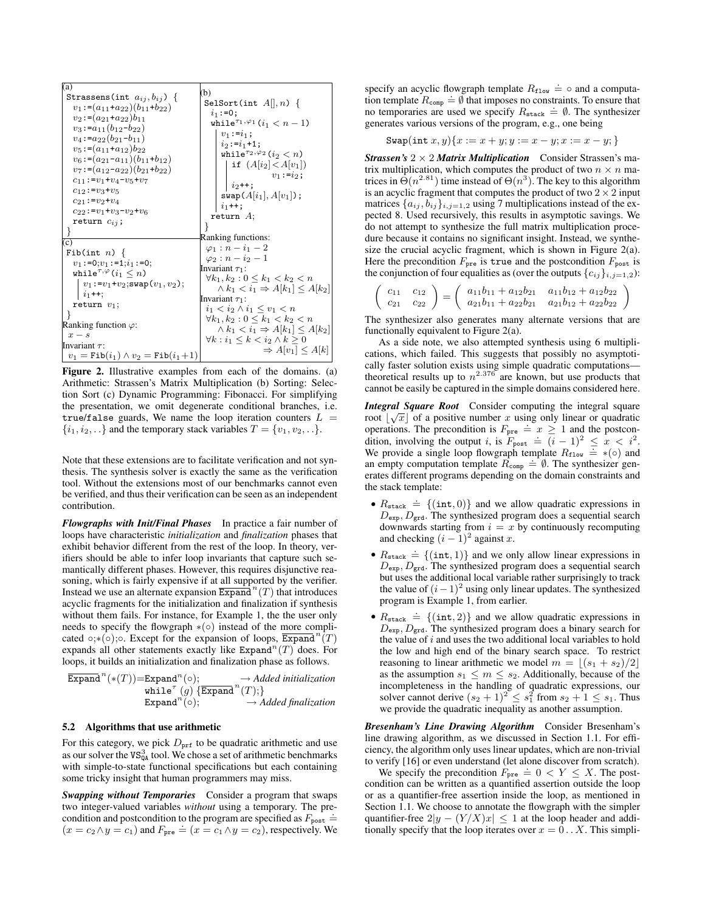(a)

```
Strassens(int a_ij, b_ij) {
  v1:=(a11+a22)(b11+b22)
  v2:=(a21+a22)b11
  v3:=a11(b12-b22)
  v4:=a22(b21-b11)
  v5:=(a11+a12)b22
  v6:=(a21-a11)(b11+b12)
  v7:=(a12-a22)(b21+b22)
  c11:=v1+v4-v5+v7
  c12:=v3+v5
  c21:=v2+v4
  c22:=v1+v3-v2+v6
  return c_ij;
}
```

(b)

```
SelSort(int A[], n) {
  i1:=0;
  while^{τ1,φ1}(i1 < n-1)
    v1:=i1;
    i2:=i1+1;
    while^{τ2,φ2}(i2 < n)
      if (A[i2]<A[v1])
        v1:=i2;
      i2++;
    swap(A[i1], A[v1]);
    i1++;
  return A;
}
```

Ranking functions:
$\varphi_1 : n - i_1 - 2$
$\varphi_2 : n - i_2 - 1$

Invariant $\tau_1$:
$\forall k_1, k_2 : 0 \leq k_1 < k_2 < n \wedge k_1 < i_1 \Rightarrow A[k_1] \leq A[k_2]$

Invariant $\tau_1$:
$i_1 < i_2 \wedge i_1 \leq v_1 < n$
$\forall k_1, k_2 : 0 \leq k_1 < k_2 < n \wedge k_1 < i_1 \Rightarrow A[k_1] \leq A[k_2]$
$\forall k : i_1 \leq k < i_2 \wedge k \geq 0 \Rightarrow A[v_1] \leq A[k]$

(c)

```
Fib(int n) {
  v1:=0;v1:=1;i1:=0;
  while^{τ,φ}(i1 ≤ n)
    v1:=v1+v2;swap(v1, v2);
    i1++;
  return v1;
}
```

Ranking function $\varphi$:
$x - s$

Invariant $\tau$:
$v_1 = \texttt{Fib}(i_1) \wedge v_2 = \texttt{Fib}(i_1+1)$

**Figure 2.** Illustrative examples from each of the domains. (a) Arithmetic: Strassen's Matrix Multiplication (b) Sorting: Selection Sort (c) Dynamic Programming: Fibonacci. For simplifying the presentation, we omit degenerate conditional branches, i.e. true/false guards, We name the loop iteration counters $L = \{i_1, i_2, ..\}$ and the temporary stack variables $T = \{v_1, v_2, ..\}$.

Note that these extensions are to facilitate verification and not synthesis. The synthesis solver is exactly the same as the verification tool. Without the extensions most of our benchmarks cannot even be verified, and thus their verification can be seen as an independent contribution.

***Flowgraphs with Init/Final Phases*** In practice a fair number of loops have characteristic *initialization* and *finalization* phases that exhibit behavior different from the rest of the loop. In theory, verifiers should be able to infer loop invariants that capture such semantically different phases. However, this requires disjunctive reasoning, which is fairly expensive if at all supported by the verifier. Instead we use an alternate expansion $\overline{\texttt{Expand}}^n(T)$ that introduces acyclic fragments for the initialization and finalization if synthesis without them fails. For instance, for Example 1, the the user only needs to specify the flowgraph $*(\circ)$ instead of the more complicated $\circ;*(\circ);\circ$. Except for the expansion of loops, $\overline{\texttt{Expand}}^n(T)$ expands all other statements exactly like $\texttt{Expand}^n(T)$ does. For loops, it builds an initialization and finalization phase as follows.

$$
\begin{aligned}
\overline{\texttt{Expand}}^n(*(T)) = \; & \texttt{Expand}^n(\circ); && \rightarrow \textit{Added initialization} \\
& \texttt{while}^\tau\ (g)\ \{\overline{\texttt{Expand}}^n(T);\} \\
& \texttt{Expand}^n(\circ); && \rightarrow \textit{Added finalization}
\end{aligned}
$$

### 5.2 Algorithms that use arithmetic

For this category, we pick $D_{\texttt{prf}}$ to be quadratic arithmetic and use as our solver the $\texttt{VS}^3_{\texttt{QA}}$ tool. We chose a set of arithmetic benchmarks with simple-to-state functional specifications but each containing some tricky insight that human programmers may miss.

***Swapping without Temporaries*** Consider a program that swaps two integer-valued variables *without* using a temporary. The precondition and postcondition to the program are specified as $F_{\texttt{post}} \doteq (x = c_2 \wedge y = c_1)$ and $F_{\texttt{pre}} \doteq (x = c_1 \wedge y = c_2)$, respectively. We specify an acyclic flowgraph template $R_{\texttt{flow}} \doteq \circ$ and a computation template $R_{\texttt{comp}} \doteq \emptyset$ that imposes no constraints. To ensure that no temporaries are used we specify $R_{\texttt{stack}} \doteq \emptyset$. The synthesizer generates various versions of the program, e.g., one being

$$\texttt{Swap(int}\ x, y)\{x := x + y; y := x - y; x := x - y;\}$$

***Strassen's $2 \times 2$ Matrix Multiplication*** Consider Strassen's matrix multiplication, which computes the product of two $n \times n$ matrices in $\Theta(n^{2.81})$ time instead of $\Theta(n^3)$. The key to this algorithm is an acyclic fragment that computes the product of two $2 \times 2$ input matrices $\{a_{ij}, b_{ij}\}_{i,j=1,2}$ using 7 multiplications instead of the expected 8. Used recursively, this results in asymptotic savings. We do not attempt to synthesize the full matrix multiplication procedure because it contains no significant insight. Instead, we synthesize the crucial acyclic fragment, which is shown in Figure 2(a). Here the precondition $F_{\texttt{pre}}$ is true and the postcondition $F_{\texttt{post}}$ is the conjunction of four equalities as (over the outputs $\{c_{ij}\}_{i,j=1,2}$):

$$
\begin{pmatrix} c_{11} & c_{12} \\ c_{21} & c_{22} \end{pmatrix} = \begin{pmatrix} a_{11}b_{11} + a_{12}b_{21} & a_{11}b_{12} + a_{12}b_{22} \\ a_{21}b_{11} + a_{22}b_{21} & a_{21}b_{12} + a_{22}b_{22} \end{pmatrix}
$$

The synthesizer also generates many alternate versions that are functionally equivalent to Figure 2(a).

As a side note, we also attempted synthesis using 6 multiplications, which failed. This suggests that possibly no asymptotically faster solution exists using simple quadratic computations—theoretical results up to $n^{2.376}$ are known, but use products that cannot be easily be captured in the simple domains considered here.

***Integral Square Root*** Consider computing the integral square root $\lfloor\sqrt{x}\rfloor$ of a positive number $x$ using only linear or quadratic operations. The precondition is $F_{\texttt{pre}} \doteq x \geq 1$ and the postcondition, involving the output $i$, is $F_{\texttt{post}} \doteq (i-1)^2 \leq x < i^2$. We provide a single loop flowgraph template $R_{\texttt{flow}} \doteq *(\circ)$ and an empty computation template $R_{\texttt{comp}} \doteq \emptyset$. The synthesizer generates different programs depending on the domain constraints and the stack template:

- $R_{\texttt{stack}} \doteq \{(\texttt{int}, 0)\}$ and we allow quadratic expressions in $D_{\texttt{exp}}, D_{\texttt{grd}}$. The synthesized program does a sequential search downwards starting from $i = x$ by continuously recomputing and checking $(i-1)^2$ against $x$.
- $R_{\texttt{stack}} \doteq \{(\texttt{int}, 1)\}$ and we only allow linear expressions in $D_{\texttt{exp}}, D_{\texttt{grd}}$. The synthesized program does a sequential search but uses the additional local variable rather surprisingly to track the value of $(i-1)^2$ using only linear updates. The synthesized program is Example 1, from earlier.
- $R_{\texttt{stack}} \doteq \{(\texttt{int}, 2)\}$ and we allow quadratic expressions in $D_{\texttt{exp}}, D_{\texttt{grd}}$. The synthesized program does a binary search for the value of $i$ and uses the two additional local variables to hold the low and high end of the binary search space. To restrict reasoning to linear arithmetic we model $m = \lfloor(s_1 + s_2)/2\rfloor$ as the assumption $s_1 \leq m \leq s_2$. Additionally, because of the incompleteness in the handling of quadratic expressions, our solver cannot derive $(s_2 + 1)^2 \leq s_1^2$ from $s_2 + 1 \leq s_1$. Thus we provide the quadratic inequality as another assumption.

***Bresenham's Line Drawing Algorithm*** Consider Bresenham's line drawing algorithm, as we discussed in Section 1.1. For efficiency, the algorithm only uses linear updates, which are non-trivial to verify [16] or even understand (let alone discover from scratch).

We specify the precondition $F_{\texttt{pre}} \doteq 0 < Y \leq X$. The postcondition can be written as a quantified assertion outside the loop or as a quantifier-free assertion inside the loop, as mentioned in Section 1.1. We choose to annotate the flowgraph with the simpler quantifier-free $2|y - (Y/X)x| \leq 1$ at the loop header and additionally specify that the loop iterates over $x = 0..X$. This simpli-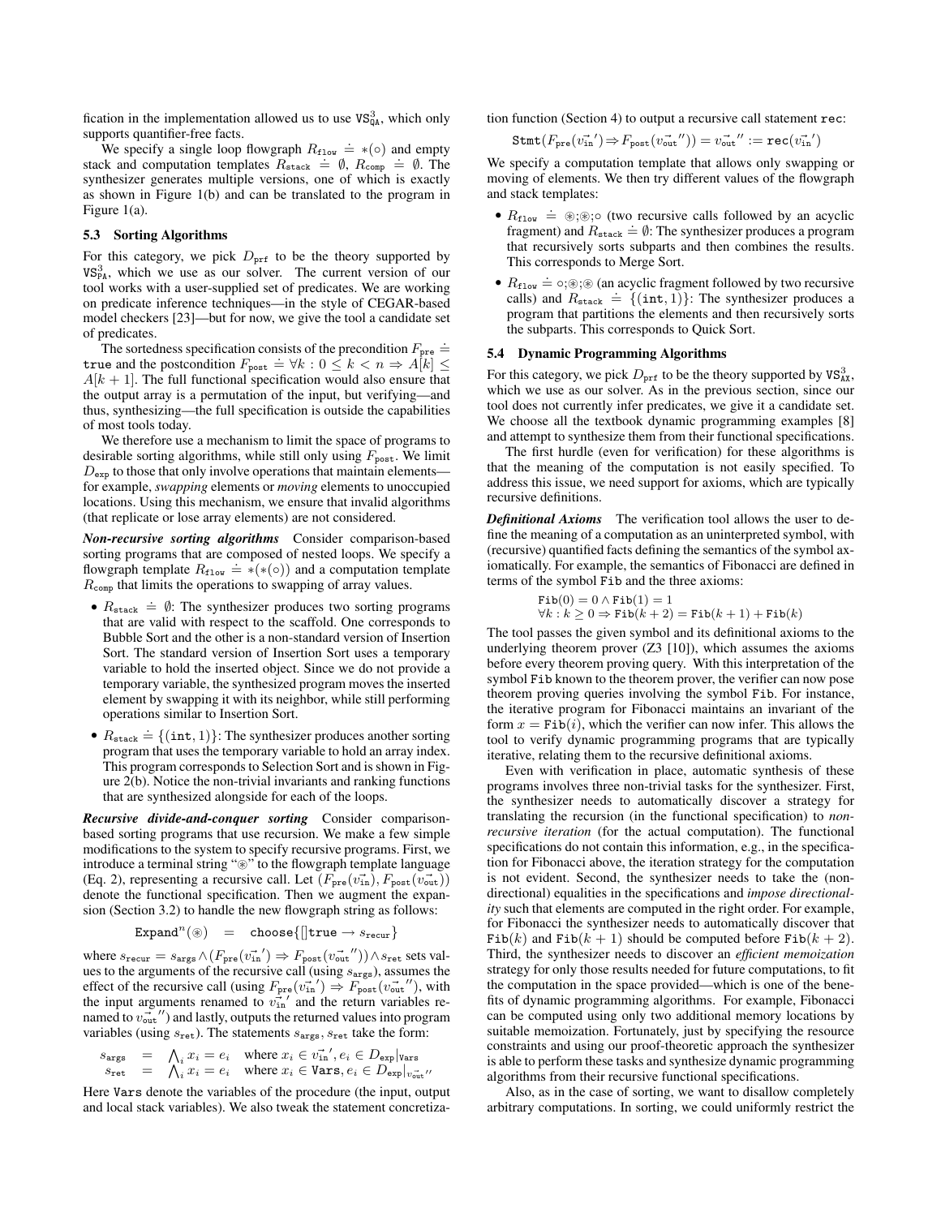fication in the implementation allowed us to use $\texttt{VS}^3_{\texttt{QA}}$, which only supports quantifier-free facts.

We specify a single loop flowgraph $R_{\texttt{flow}} \doteq *(\circ)$ and empty stack and computation templates $R_{\texttt{stack}} \doteq \emptyset$, $R_{\texttt{comp}} \doteq \emptyset$. The synthesizer generates multiple versions, one of which is exactly as shown in Figure 1(b) and can be translated to the program in Figure 1(a).

### 5.3 Sorting Algorithms

For this category, we pick $D_{\texttt{prf}}$ to be the theory supported by $\texttt{VS}^3_{\texttt{PA}}$, which we use as our solver. The current version of our tool works with a user-supplied set of predicates. We are working on predicate inference techniques—in the style of CEGAR-based model checkers [23]—but for now, we give the tool a candidate set of predicates.

The sortedness specification consists of the precondition $F_{\texttt{pre}} \doteq \texttt{true}$ and the postcondition $F_{\texttt{post}} \doteq \forall k : 0 \leq k < n \Rightarrow A[k] \leq A[k+1]$. The full functional specification would also ensure that the output array is a permutation of the input, but verifying—and thus, synthesizing—the full specification is outside the capabilities of most tools today.

We therefore use a mechanism to limit the space of programs to desirable sorting algorithms, while still only using $F_{\texttt{post}}$. We limit $D_{\texttt{exp}}$ to those that only involve operations that maintain elements—for example, *swapping* elements or *moving* elements to unoccupied locations. Using this mechanism, we ensure that invalid algorithms (that replicate or lose array elements) are not considered.

***Non-recursive sorting algorithms*** Consider comparison-based sorting programs that are composed of nested loops. We specify a flowgraph template $R_{\texttt{flow}} \doteq *(*(\circ))$ and a computation template $R_{\texttt{comp}}$ that limits the operations to swapping of array values.

- $R_{\texttt{stack}} \doteq \emptyset$: The synthesizer produces two sorting programs that are valid with respect to the scaffold. One corresponds to Bubble Sort and the other is a non-standard version of Insertion Sort. The standard version of Insertion Sort uses a temporary variable to hold the inserted object. Since we do not provide a temporary variable, the synthesized program moves the inserted element by swapping it with its neighbor, while still performing operations similar to Insertion Sort.
- $R_{\texttt{stack}} \doteq \{(\texttt{int}, 1)\}$: The synthesizer produces another sorting program that uses the temporary variable to hold an array index. This program corresponds to Selection Sort and is shown in Figure 2(b). Notice the non-trivial invariants and ranking functions that are synthesized alongside for each of the loops.

***Recursive divide-and-conquer sorting*** Consider comparison-based sorting programs that use recursion. We make a few simple modifications to the system to specify recursive programs. First, we introduce a terminal string "$\circledast$" to the flowgraph template language (Eq. 2), representing a recursive call. Let $(F_{\texttt{pre}}(\vec{v_{\texttt{in}}}), F_{\texttt{post}}(\vec{v_{\texttt{out}}}))$ denote the functional specification. Then we augment the expansion (Section 3.2) to handle the new flowgraph string as follows:

$$\texttt{Expand}^n(\circledast) \quad = \quad \texttt{choose}\{[]\texttt{true} \rightarrow s_{\texttt{recur}}\}$$

where $s_{\texttt{recur}} = s_{\texttt{args}} \wedge (F_{\texttt{pre}}(\vec{v_{\texttt{in}}}') \Rightarrow F_{\texttt{post}}(\vec{v_{\texttt{out}}}'')) \wedge s_{\texttt{ret}}$ sets values to the arguments of the recursive call (using $s_{\texttt{args}}$), assumes the effect of the recursive call (using $F_{\texttt{pre}}(\vec{v_{\texttt{in}}}') \Rightarrow F_{\texttt{post}}(\vec{v_{\texttt{out}}}'')$, with the input arguments renamed to $\vec{v_{\texttt{in}}}'$ and the return variables renamed to $\vec{v_{\texttt{out}}}''$) and lastly, outputs the returned values into program variables (using $s_{\texttt{ret}}$). The statements $s_{\texttt{args}}, s_{\texttt{ret}}$ take the form:

$$\begin{aligned} s_{\texttt{args}} &= \textstyle\bigwedge_i x_i = e_i \quad \text{where } x_i \in \vec{v_{\texttt{in}}}', e_i \in D_{\texttt{exp}}|_{\texttt{Vars}} \\ s_{\texttt{ret}} &= \textstyle\bigwedge_i x_i = e_i \quad \text{where } x_i \in \texttt{Vars}, e_i \in D_{\texttt{exp}}|_{\vec{v_{\texttt{out}}}''} \end{aligned}$$

Here Vars denote the variables of the procedure (the input, output and local stack variables). We also tweak the statement concretization function (Section 4) to output a recursive call statement rec:

$$\texttt{Stmt}(F_{\texttt{pre}}(\vec{v_{\texttt{in}}}') \Rightarrow F_{\texttt{post}}(\vec{v_{\texttt{out}}}'')) = \vec{v_{\texttt{out}}}'' := \texttt{rec}(\vec{v_{\texttt{in}}}')$$

We specify a computation template that allows only swapping or moving of elements. We then try different values of the flowgraph and stack templates:

- $R_{\texttt{flow}} \doteq \circledast;\circledast;\circ$ (two recursive calls followed by an acyclic fragment) and $R_{\texttt{stack}} \doteq \emptyset$: The synthesizer produces a program that recursively sorts subparts and then combines the results. This corresponds to Merge Sort.
- $R_{\texttt{flow}} \doteq \circ;\circledast;\circledast$ (an acyclic fragment followed by two recursive calls) and $R_{\texttt{stack}} \doteq \{(\texttt{int}, 1)\}$: The synthesizer produces a program that partitions the elements and then recursively sorts the subparts. This corresponds to Quick Sort.

### 5.4 Dynamic Programming Algorithms

For this category, we pick $D_{\texttt{prf}}$ to be the theory supported by $\texttt{VS}^3_{\texttt{AX}}$, which we use as our solver. As in the previous section, since our tool does not currently infer predicates, we give it a candidate set. We choose all the textbook dynamic programming examples [8] and attempt to synthesize them from their functional specifications.

The first hurdle (even for verification) for these algorithms is that the meaning of the computation is not easily specified. To address this issue, we need support for axioms, which are typically recursive definitions.

***Definitional Axioms*** The verification tool allows the user to define the meaning of a computation as an uninterpreted symbol, with (recursive) quantified facts defining the semantics of the symbol axiomatically. For example, the semantics of Fibonacci are defined in terms of the symbol Fib and the three axioms:

$$\begin{aligned} &\texttt{Fib}(0) = 0 \wedge \texttt{Fib}(1) = 1 \\ &\forall k : k \geq 0 \Rightarrow \texttt{Fib}(k+2) = \texttt{Fib}(k+1) + \texttt{Fib}(k) \end{aligned}$$

The tool passes the given symbol and its definitional axioms to the underlying theorem prover (Z3 [10]), which assumes the axioms before every theorem proving query. With this interpretation of the symbol Fib known to the theorem prover, the verifier can now pose theorem proving queries involving the symbol Fib. For instance, the iterative program for Fibonacci maintains an invariant of the form $x = \texttt{Fib}(i)$, which the verifier can now infer. This allows the tool to verify dynamic programming programs that are typically iterative, relating them to the recursive definitional axioms.

Even with verification in place, automatic synthesis of these programs involves three non-trivial tasks for the synthesizer. First, the synthesizer needs to automatically discover a strategy for translating the recursion (in the functional specification) to *non-recursive iteration* (for the actual computation). The functional specifications do not contain this information, e.g., in the specification for Fibonacci above, the iteration strategy for the computation is not evident. Second, the synthesizer needs to take the (non-directional) equalities in the specifications and *impose directionality* such that elements are computed in the right order. For example, for Fibonacci the synthesizer needs to automatically discover that $\texttt{Fib}(k)$ and $\texttt{Fib}(k+1)$ should be computed before $\texttt{Fib}(k+2)$. Third, the synthesizer needs to discover an *efficient memoization* strategy for only those results needed for future computations, to fit the computation in the space provided—which is one of the benefits of dynamic programming algorithms. For example, Fibonacci can be computed using only two additional memory locations by suitable memoization. Fortunately, just by specifying the resource constraints and using our proof-theoretic approach the synthesizer is able to perform these tasks and synthesize dynamic programming algorithms from their recursive functional specifications.

Also, as in the case of sorting, we want to disallow completely arbitrary computations. In sorting, we could uniformly restrict the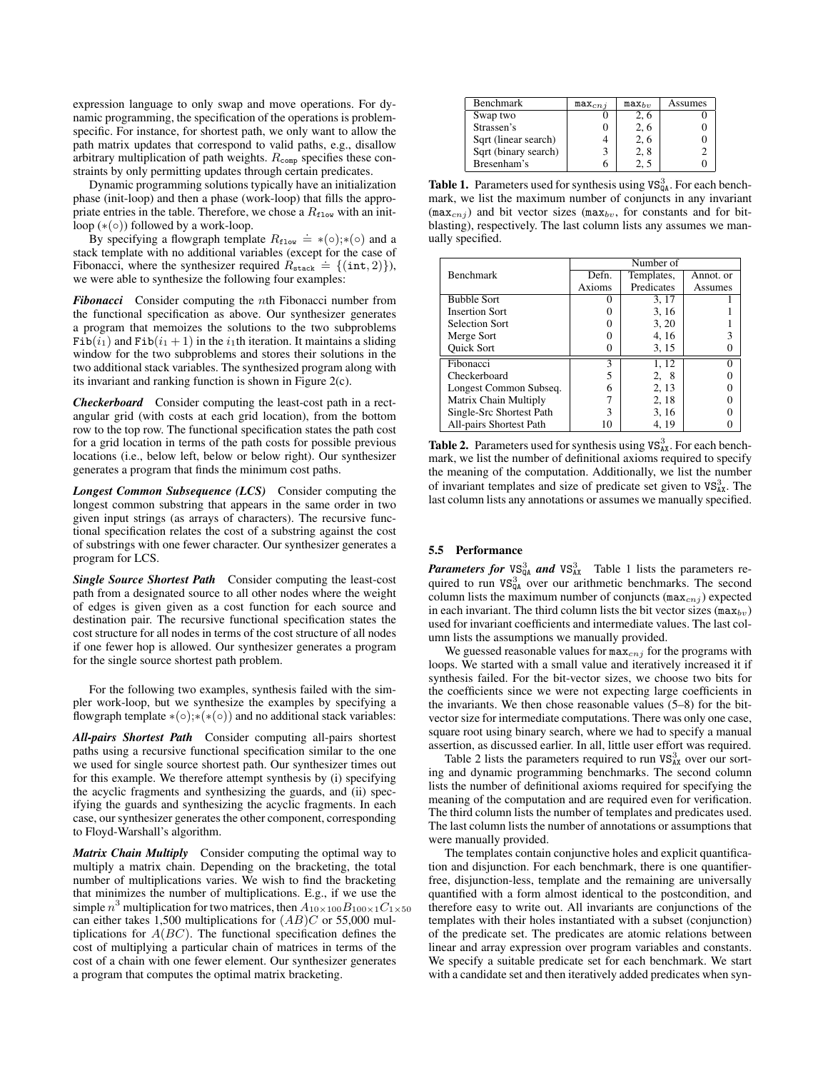expression language to only swap and move operations. For dynamic programming, the specification of the operations is problem-specific. For instance, for shortest path, we only want to allow the path matrix updates that correspond to valid paths, e.g., disallow arbitrary multiplication of path weights. $R_{\texttt{comp}}$ specifies these constraints by only permitting updates through certain predicates.

Dynamic programming solutions typically have an initialization phase (init-loop) and then a phase (work-loop) that fills the appropriate entries in the table. Therefore, we chose a $R_{\texttt{flow}}$ with an init-loop ($*(\circ)$) followed by a work-loop.

By specifying a flowgraph template $R_{\texttt{flow}} \doteq *(\circ);*(\circ)$ and a stack template with no additional variables (except for the case of Fibonacci, where the synthesizer required $R_{\texttt{stack}} \doteq \{(\texttt{int}, 2)\}$), we were able to synthesize the following four examples:

***Fibonacci*** Consider computing the $n$th Fibonacci number from the functional specification as above. Our synthesizer generates a program that memoizes the solutions to the two subproblems $\texttt{Fib}(i_1)$ and $\texttt{Fib}(i_1+1)$ in the $i_1$th iteration. It maintains a sliding window for the two subproblems and stores their solutions in the two additional stack variables. The synthesized program along with its invariant and ranking function is shown in Figure 2(c).

***Checkerboard*** Consider computing the least-cost path in a rectangular grid (with costs at each grid location), from the bottom row to the top row. The functional specification states the path cost for a grid location in terms of the path costs for possible previous locations (i.e., below left, below or below right). Our synthesizer generates a program that finds the minimum cost paths.

***Longest Common Subsequence (LCS)*** Consider computing the longest common substring that appears in the same order in two given input strings (as arrays of characters). The recursive functional specification relates the cost of a substring against the cost of substrings with one fewer character. Our synthesizer generates a program for LCS.

***Single Source Shortest Path*** Consider computing the least-cost path from a designated source to all other nodes where the weight of edges is given given as a cost function for each source and destination pair. The recursive functional specification states the cost structure for all nodes in terms of the cost structure of all nodes if one fewer hop is allowed. Our synthesizer generates a program for the single source shortest path problem.

For the following two examples, synthesis failed with the simpler work-loop, but we synthesize the examples by specifying a flowgraph template $*(\circ);*(*(\circ))$ and no additional stack variables:

***All-pairs Shortest Path*** Consider computing all-pairs shortest paths using a recursive functional specification similar to the one we used for single source shortest path. Our synthesizer times out for this example. We therefore attempt synthesis by (i) specifying the acyclic fragments and synthesizing the guards, and (ii) specifying the guards and synthesizing the acyclic fragments. In each case, our synthesizer generates the other component, corresponding to Floyd-Warshall's algorithm.

***Matrix Chain Multiply*** Consider computing the optimal way to multiply a matrix chain. Depending on the bracketing, the total number of multiplications varies. We wish to find the bracketing that minimizes the number of multiplications. E.g., if we use the simple $n^3$ multiplication for two matrices, then $A_{10\times100}B_{100\times1}C_{1\times50}$ can either takes 1,500 multiplications for $(AB)C$ or 55,000 multiplications for $A(BC)$. The functional specification defines the cost of multiplying a particular chain of matrices in terms of the cost of a chain with one fewer element. Our synthesizer generates a program that computes the optimal matrix bracketing.

| Benchmark | $\texttt{max}_{cnj}$ | $\texttt{max}_{bv}$ | Assumes |
|---|---|---|---|
| Swap two | 0 | 2, 6 | 0 |
| Strassen's | 0 | 2, 6 | 0 |
| Sqrt (linear search) | 4 | 2, 6 | 0 |
| Sqrt (binary search) | 3 | 2, 8 | 2 |
| Bresenham's | 6 | 2, 5 | 0 |

**Table 1.** Parameters used for synthesis using $\texttt{VS}^3_{\texttt{QA}}$. For each benchmark, we list the maximum number of conjuncts in any invariant ($\texttt{max}_{cnj}$) and bit vector sizes ($\texttt{max}_{bv}$, for constants and for bit-blasting), respectively. The last column lists any assumes we manually specified.

| Benchmark | Number of | | |
|---|---|---|---|
| | Defn. Axioms | Templates, Predicates | Annot. or Assumes |
| Bubble Sort | 0 | 3, 17 | 1 |
| Insertion Sort | 0 | 3, 16 | 1 |
| Selection Sort | 0 | 3, 20 | 1 |
| Merge Sort | 0 | 4, 16 | 3 |
| Quick Sort | 0 | 3, 15 | 0 |
| Fibonacci | 3 | 1, 12 | 0 |
| Checkerboard | 5 | 2, 8 | 0 |
| Longest Common Subseq. | 6 | 2, 13 | 0 |
| Matrix Chain Multiply | 7 | 2, 18 | 0 |
| Single-Src Shortest Path | 3 | 3, 16 | 0 |
| All-pairs Shortest Path | 10 | 4, 19 | 0 |

**Table 2.** Parameters used for synthesis using $\texttt{VS}^3_{\texttt{AX}}$. For each benchmark, we list the number of definitional axioms required to specify the meaning of the computation. Additionally, we list the number of invariant templates and size of predicate set given to $\texttt{VS}^3_{\texttt{AX}}$. The last column lists any annotations or assumes we manually specified.

### 5.5 Performance

***Parameters for*** $\texttt{VS}^3_{\texttt{QA}}$ ***and*** $\texttt{VS}^3_{\texttt{AX}}$ Table 1 lists the parameters required to run $\texttt{VS}^3_{\texttt{QA}}$ over our arithmetic benchmarks. The second column lists the maximum number of conjuncts ($\texttt{max}_{cnj}$) expected in each invariant. The third column lists the bit vector sizes ($\texttt{max}_{bv}$) used for invariant coefficients and intermediate values. The last column lists the assumptions we manually provided.

We guessed reasonable values for $\texttt{max}_{cnj}$ for the programs with loops. We started with a small value and iteratively increased it if synthesis failed. For the bit-vector sizes, we choose two bits for the coefficients since we were not expecting large coefficients in the invariants. We then chose reasonable values (5–8) for the bit-vector size for intermediate computations. There was only one case, square root using binary search, where we had to specify a manual assertion, as discussed earlier. In all, little user effort was required.

Table 2 lists the parameters required to run $\texttt{VS}^3_{\texttt{AX}}$ over our sorting and dynamic programming benchmarks. The second column lists the number of definitional axioms required for specifying the meaning of the computation and are required even for verification. The third column lists the number of templates and predicates used. The last column lists the number of annotations or assumptions that were manually provided.

The templates contain conjunctive holes and explicit quantification and disjunction. For each benchmark, there is one quantifier-free, disjunction-less, template and the remaining are universally quantified with a form almost identical to the postcondition, and therefore easy to write out. All invariants are conjunctions of the templates with their holes instantiated with a subset (conjunction) of the predicate set. The predicates are atomic relations between linear and array expression over program variables and constants. We specify a suitable predicate set for each benchmark. We start with a candidate set and then iteratively added predicates when syn-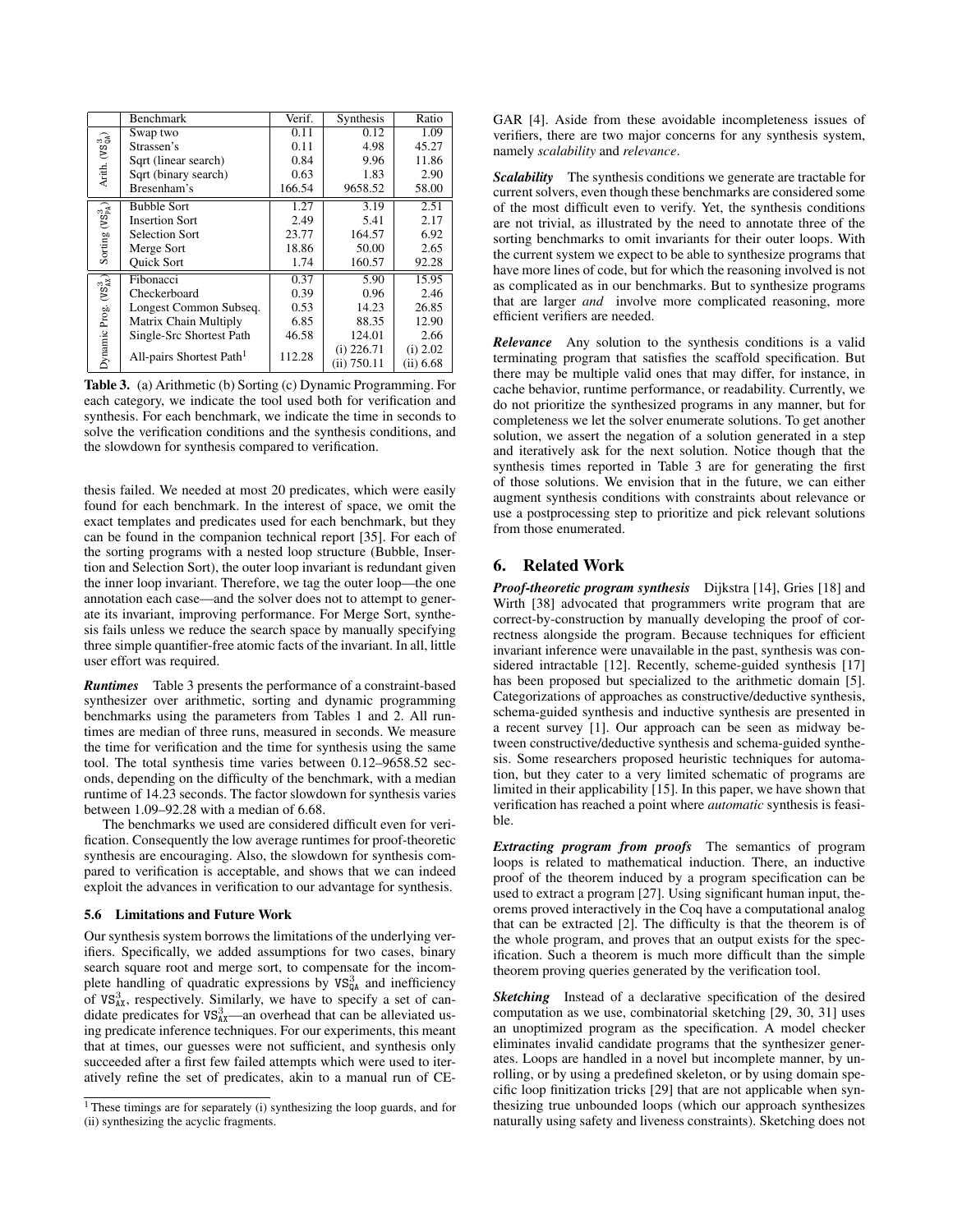| | Benchmark | Verif. | Synthesis | Ratio |
|---|---|---|---|---|
| Arith. ($\mathtt{VS}^3_{\mathtt{QA}}$) | Swap two | 0.11 | 0.12 | 1.09 |
| | Strassen's | 0.11 | 4.98 | 45.27 |
| | Sqrt (linear search) | 0.84 | 9.96 | 11.86 |
| | Sqrt (binary search) | 0.63 | 1.83 | 2.90 |
| | Bresenham's | 166.54 | 9658.52 | 58.00 |
| Sorting ($\mathtt{VS}^3_{\mathtt{PA}}$) | Bubble Sort | 1.27 | 3.19 | 2.51 |
| | Insertion Sort | 2.49 | 5.41 | 2.17 |
| | Selection Sort | 23.77 | 164.57 | 6.92 |
| | Merge Sort | 18.86 | 50.00 | 2.65 |
| | Quick Sort | 1.74 | 160.57 | 92.28 |
| Dynamic Prog. ($\mathtt{VS}^3_{\mathtt{AX}}$) | Fibonacci | 0.37 | 5.90 | 15.95 |
| | Checkerboard | 0.39 | 0.96 | 2.46 |
| | Longest Common Subseq. | 0.53 | 14.23 | 26.85 |
| | Matrix Chain Multiply | 6.85 | 88.35 | 12.90 |
| | Single-Src Shortest Path | 46.58 | 124.01 | 2.66 |
| | All-pairs Shortest Path[1] | 112.28 | (i) 226.71 (ii) 750.11 | (i) 2.02 (ii) 6.68 |

**Table 3.** (a) Arithmetic (b) Sorting (c) Dynamic Programming. For each category, we indicate the tool used both for verification and synthesis. For each benchmark, we indicate the time in seconds to solve the verification conditions and the synthesis conditions, and the slowdown for synthesis compared to verification.

[1] These timings are for separately (i) synthesizing the loop guards, and for (ii) synthesizing the acyclic fragments.

thesis failed. We needed at most 20 predicates, which were easily found for each benchmark. In the interest of space, we omit the exact templates and predicates used for each benchmark, but they can be found in the companion technical report [35]. For each of the sorting programs with a nested loop structure (Bubble, Insertion and Selection Sort), the outer loop invariant is redundant given the inner loop invariant. Therefore, we tag the outer loop—the one annotation each case—and the solver does not to attempt to generate its invariant, improving performance. For Merge Sort, synthesis fails unless we reduce the search space by manually specifying three simple quantifier-free atomic facts of the invariant. In all, little user effort was required.

***Runtimes*** Table 3 presents the performance of a constraint-based synthesizer over arithmetic, sorting and dynamic programming benchmarks using the parameters from Tables 1 and 2. All runtimes are median of three runs, measured in seconds. We measure the time for verification and the time for synthesis using the same tool. The total synthesis time varies between 0.12–9658.52 seconds, depending on the difficulty of the benchmark, with a median runtime of 14.23 seconds. The factor slowdown for synthesis varies between 1.09–92.28 with a median of 6.68.

The benchmarks we used are considered difficult even for verification. Consequently the low average runtimes for proof-theoretic synthesis are encouraging. Also, the slowdown for synthesis compared to verification is acceptable, and shows that we can indeed exploit the advances in verification to our advantage for synthesis.

### 5.6 Limitations and Future Work

Our synthesis system borrows the limitations of the underlying verifiers. Specifically, we added assumptions for two cases, binary search square root and merge sort, to compensate for the incomplete handling of quadratic expressions by $\mathtt{VS}^3_{\mathtt{QA}}$ and inefficiency of $\mathtt{VS}^3_{\mathtt{AX}}$, respectively. Similarly, we have to specify a set of candidate predicates for $\mathtt{VS}^3_{\mathtt{AX}}$—an overhead that can be alleviated using predicate inference techniques. For our experiments, this meant that at times, our guesses were not sufficient, and synthesis only succeeded after a first few failed attempts which were used to iteratively refine the set of predicates, akin to a manual run of CEGAR [4]. Aside from these avoidable incompleteness issues of verifiers, there are two major concerns for any synthesis system, namely *scalability* and *relevance*.

***Scalability*** The synthesis conditions we generate are tractable for current solvers, even though these benchmarks are considered some of the most difficult even to verify. Yet, the synthesis conditions are not trivial, as illustrated by the need to annotate three of the sorting benchmarks to omit invariants for their outer loops. With the current system we expect to be able to synthesize programs that have more lines of code, but for which the reasoning involved is not as complicated as in our benchmarks. But to synthesize programs that are larger *and* involve more complicated reasoning, more efficient verifiers are needed.

***Relevance*** Any solution to the synthesis conditions is a valid terminating program that satisfies the scaffold specification. But there may be multiple valid ones that may differ, for instance, in cache behavior, runtime performance, or readability. Currently, we do not prioritize the synthesized programs in any manner, but for completeness we let the solver enumerate solutions. To get another solution, we assert the negation of a solution generated in a step and iteratively ask for the next solution. Notice though that the synthesis times reported in Table 3 are for generating the first of those solutions. We envision that in the future, we can either augment synthesis conditions with constraints about relevance or use a postprocessing step to prioritize and pick relevant solutions from those enumerated.

## 6. Related Work

***Proof-theoretic program synthesis*** Dijkstra [14], Gries [18] and Wirth [38] advocated that programmers write program that are correct-by-construction by manually developing the proof of correctness alongside the program. Because techniques for efficient invariant inference were unavailable in the past, synthesis was considered intractable [12]. Recently, scheme-guided synthesis [17] has been proposed but specialized to the arithmetic domain [5]. Categorizations of approaches as constructive/deductive synthesis, schema-guided synthesis and inductive synthesis are presented in a recent survey [1]. Our approach can be seen as midway between constructive/deductive synthesis and schema-guided synthesis. Some researchers proposed heuristic techniques for automation, but they cater to a very limited schematic of programs are limited in their applicability [15]. In this paper, we have shown that verification has reached a point where *automatic* synthesis is feasible.

***Extracting program from proofs*** The semantics of program loops is related to mathematical induction. There, an inductive proof of the theorem induced by a program specification can be used to extract a program [27]. Using significant human input, theorems proved interactively in the Coq have a computational analog that can be extracted [2]. The difficulty is that the theorem is of the whole program, and proves that an output exists for the specification. Such a theorem is much more difficult than the simple theorem proving queries generated by the verification tool.

***Sketching*** Instead of a declarative specification of the desired computation as we use, combinatorial sketching [29, 30, 31] uses an unoptimized program as the specification. A model checker eliminates invalid candidate programs that the synthesizer generates. Loops are handled in a novel but incomplete manner, by unrolling, or by using a predefined skeleton, or by using domain specific loop finitization tricks [29] that are not applicable when synthesizing true unbounded loops (which our approach synthesizes naturally using safety and liveness constraints). Sketching does not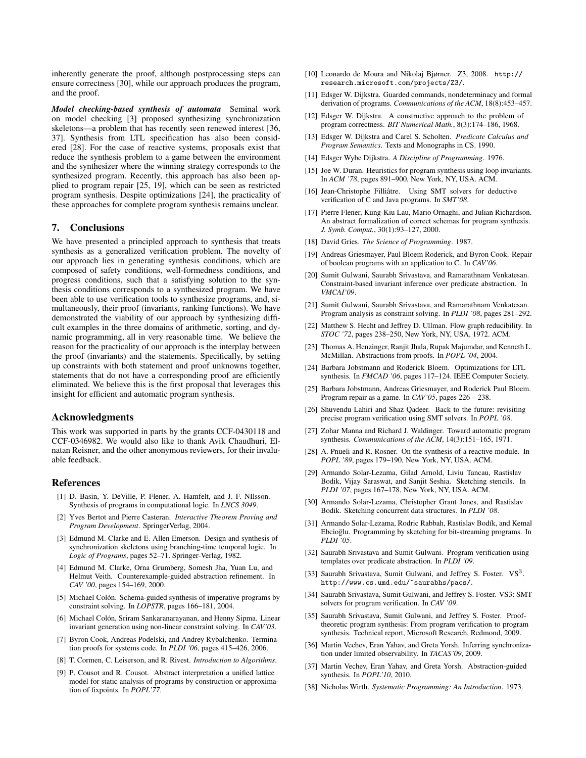inherently generate the proof, although postprocessing steps can ensure correctness [30], while our approach produces the program, and the proof.

***Model checking-based synthesis of automata*** Seminal work on model checking [3] proposed synthesizing synchronization skeletons—a problem that has recently seen renewed interest [36, 37]. Synthesis from LTL specification has also been considered [28]. For the case of reactive systems, proposals exist that reduce the synthesis problem to a game between the environment and the synthesizer where the winning strategy corresponds to the synthesized program. Recently, this approach has also been applied to program repair [25, 19], which can be seen as restricted program synthesis. Despite optimizations [24], the practicality of these approaches for complete program synthesis remains unclear.

## 7. Conclusions

We have presented a principled approach to synthesis that treats synthesis as a generalized verification problem. The novelty of our approach lies in generating synthesis conditions, which are composed of safety conditions, well-formedness conditions, and progress conditions, such that a satisfying solution to the synthesis conditions corresponds to a synthesized program. We have been able to use verification tools to synthesize programs, and, simultaneously, their proof (invariants, ranking functions). We have demonstrated the viability of our approach by synthesizing difficult examples in the three domains of arithmetic, sorting, and dynamic programming, all in very reasonable time. We believe the reason for the practicality of our approach is the interplay between the proof (invariants) and the statements. Specifically, by setting up constraints with both statement and proof unknowns together, statements that do not have a corresponding proof are efficiently eliminated. We believe this is the first proposal that leverages this insight for efficient and automatic program synthesis.

## Acknowledgments

This work was supported in parts by the grants CCF-0430118 and CCF-0346982. We would also like to thank Avik Chaudhuri, Elnatan Reisner, and the other anonymous reviewers, for their invaluable feedback.

## References

[1] D. Basin, Y. DeVille, P. Flener, A. Hamfelt, and J. F. NIlsson. Synthesis of programs in computational logic. In *LNCS 3049*.

[2] Yves Bertot and Pierre Casteran. *Interactive Theorem Proving and Program Development*. SpringerVerlag, 2004.

[3] Edmund M. Clarke and E. Allen Emerson. Design and synthesis of synchronization skeletons using branching-time temporal logic. In *Logic of Programs*, pages 52–71. Springer-Verlag, 1982.

[4] Edmund M. Clarke, Orna Grumberg, Somesh Jha, Yuan Lu, and Helmut Veith. Counterexample-guided abstraction refinement. In *CAV '00*, pages 154–169, 2000.

[5] Michael Colón. Schema-guided synthesis of imperative programs by constraint solving. In *LOPSTR*, pages 166–181, 2004.

[6] Michael Colón, Sriram Sankaranarayanan, and Henny Sipma. Linear invariant generation using non-linear constraint solving. In *CAV'03*.

[7] Byron Cook, Andreas Podelski, and Andrey Rybalchenko. Termination proofs for systems code. In *PLDI '06*, pages 415–426, 2006.

[8] T. Cormen, C. Leiserson, and R. Rivest. *Introduction to Algorithms*.

[9] P. Cousot and R. Cousot. Abstract interpretation a unified lattice model for static analysis of programs by construction or approximation of fixpoints. In *POPL'77*.

[10] Leonardo de Moura and Nikolaj Bjørner. Z3, 2008. `http://research.microsoft.com/projects/Z3/`.

[11] Edsger W. Dijkstra. Guarded commands, nondeterminacy and formal derivation of programs. *Communications of the ACM*, 18(8):453–457.

[12] Edsger W. Dijkstra. A constructive approach to the problem of program correctness. *BIT Numerical Math.*, 8(3):174–186, 1968.

[13] Edsger W. Dijkstra and Carel S. Scholten. *Predicate Calculus and Program Semantics*. Texts and Monographs in CS. 1990.

[14] Edsger Wybe Dijkstra. *A Discipline of Programming*. 1976.

[15] Joe W. Duran. Heuristics for program synthesis using loop invariants. In *ACM '78*, pages 891–900, New York, NY, USA. ACM.

[16] Jean-Christophe Filliâtre. Using SMT solvers for deductive verification of C and Java programs. In *SMT'08*.

[17] Pierre Flener, Kung-Kiu Lau, Mario Ornaghi, and Julian Richardson. An abstract formalization of correct schemas for program synthesis. *J. Symb. Comput.*, 30(1):93–127, 2000.

[18] David Gries. *The Science of Programming*. 1987.

[19] Andreas Griesmayer, Paul Bloem Roderick, and Byron Cook. Repair of boolean programs with an application to C. In *CAV'06*.

[20] Sumit Gulwani, Saurabh Srivastava, and Ramarathnam Venkatesan. Constraint-based invariant inference over predicate abstraction. In *VMCAI'09*.

[21] Sumit Gulwani, Saurabh Srivastava, and Ramarathnam Venkatesan. Program analysis as constraint solving. In *PLDI '08*, pages 281–292.

[22] Matthew S. Hecht and Jeffrey D. Ullman. Flow graph reducibility. In *STOC '72*, pages 238–250, New York, NY, USA, 1972. ACM.

[23] Thomas A. Henzinger, Ranjit Jhala, Rupak Majumdar, and Kenneth L. McMillan. Abstractions from proofs. In *POPL '04*, 2004.

[24] Barbara Jobstmann and Roderick Bloem. Optimizations for LTL synthesis. In *FMCAD '06*, pages 117–124. IEEE Computer Society.

[25] Barbara Jobstmann, Andreas Griesmayer, and Roderick Paul Bloem. Program repair as a game. In *CAV'05*, pages 226 – 238.

[26] Shuvendu Lahiri and Shaz Qadeer. Back to the future: revisiting precise program verification using SMT solvers. In *POPL '08*.

[27] Zohar Manna and Richard J. Waldinger. Toward automatic program synthesis. *Communications of the ACM*, 14(3):151–165, 1971.

[28] A. Pnueli and R. Rosner. On the synthesis of a reactive module. In *POPL '89*, pages 179–190, New York, NY, USA. ACM.

[29] Armando Solar-Lezama, Gilad Arnold, Liviu Tancau, Rastislav Bodik, Vijay Saraswat, and Sanjit Seshia. Sketching stencils. In *PLDI '07*, pages 167–178, New York, NY, USA. ACM.

[30] Armando Solar-Lezama, Christopher Grant Jones, and Rastislav Bodik. Sketching concurrent data structures. In *PLDI '08*.

[31] Armando Solar-Lezama, Rodric Rabbah, Rastislav Bodík, and Kemal Ebcioğlu. Programming by sketching for bit-streaming programs. In *PLDI '05*.

[32] Saurabh Srivastava and Sumit Gulwani. Program verification using templates over predicate abstraction. In *PLDI '09*.

[33] Saurabh Srivastava, Sumit Gulwani, and Jeffrey S. Foster. $\text{VS}^3$. `http://www.cs.umd.edu/~saurabhs/pacs/`.

[34] Saurabh Srivastava, Sumit Gulwani, and Jeffrey S. Foster. VS3: SMT solvers for program verification. In *CAV '09*.

[35] Saurabh Srivastava, Sumit Gulwani, and Jeffrey S. Foster. Proof-theoretic program synthesis: From program verification to program synthesis. Technical report, Microsoft Research, Redmond, 2009.

[36] Martin Vechev, Eran Yahav, and Greta Yorsh. Inferring synchronization under limited observability. In *TACAS'09*, 2009.

[37] Martin Vechev, Eran Yahav, and Greta Yorsh. Abstraction-guided synthesis. In *POPL'10*, 2010.

[38] Nicholas Wirth. *Systematic Programming: An Introduction*. 1973.